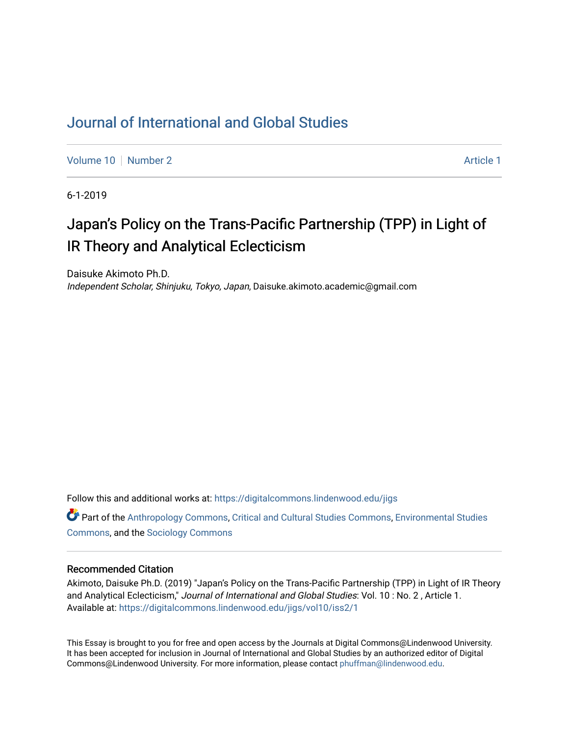# Journal of International and Global Studies

Volume 10 | Number 2 | Article 1

6-1-2019

## Japan's Policy on the Trans-Pacific Partnership (TPP) in Light of IR Theory and Analytical Eclecticism

Daisuke Akimoto Ph.D.
*Independent Scholar, Shinjuku, Tokyo, Japan*, Daisuke.akimoto.academic@gmail.com

Follow this and additional works at: https://digitalcommons.lindenwood.edu/jigs

Part of the Anthropology Commons, Critical and Cultural Studies Commons, Environmental Studies Commons, and the Sociology Commons

### Recommended Citation

Akimoto, Daisuke Ph.D. (2019) "Japan's Policy on the Trans-Pacific Partnership (TPP) in Light of IR Theory and Analytical Eclecticism," *Journal of International and Global Studies*: Vol. 10 : No. 2 , Article 1.
Available at: https://digitalcommons.lindenwood.edu/jigs/vol10/iss2/1

This Essay is brought to you for free and open access by the Journals at Digital Commons@Lindenwood University. It has been accepted for inclusion in Journal of International and Global Studies by an authorized editor of Digital Commons@Lindenwood University. For more information, please contact phuffman@lindenwood.edu.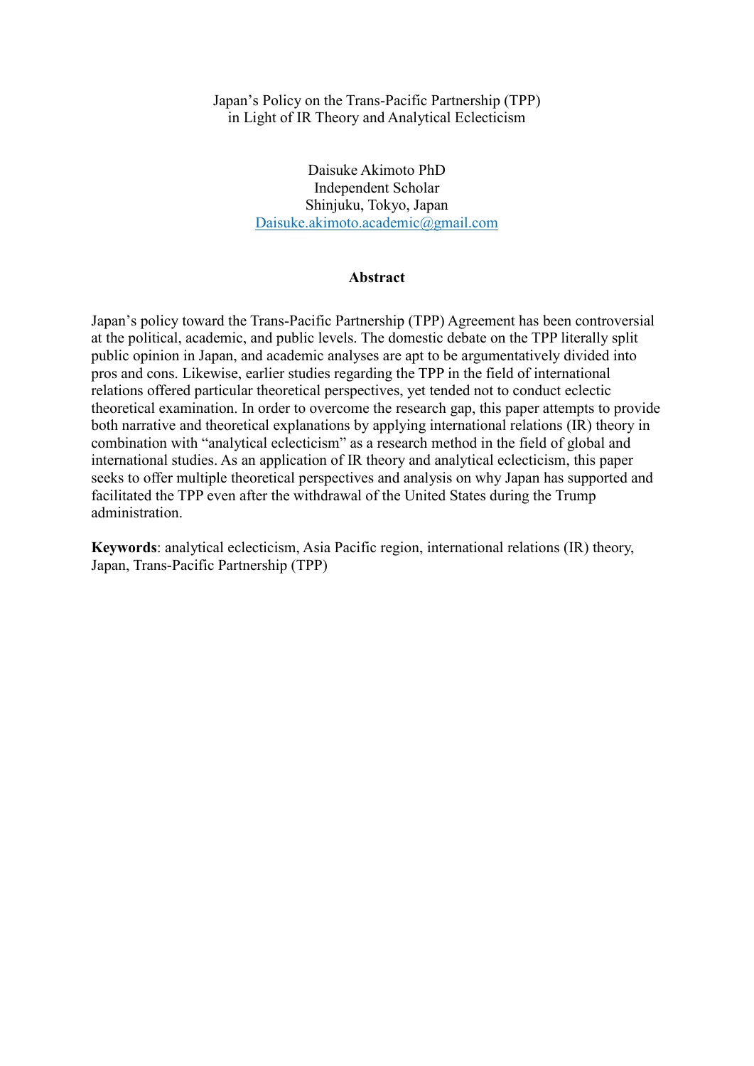# Japan's Policy on the Trans-Pacific Partnership (TPP) in Light of IR Theory and Analytical Eclecticism

Daisuke Akimoto PhD
Independent Scholar
Shinjuku, Tokyo, Japan
Daisuke.akimoto.academic@gmail.com

## Abstract

Japan's policy toward the Trans-Pacific Partnership (TPP) Agreement has been controversial at the political, academic, and public levels. The domestic debate on the TPP literally split public opinion in Japan, and academic analyses are apt to be argumentatively divided into pros and cons. Likewise, earlier studies regarding the TPP in the field of international relations offered particular theoretical perspectives, yet tended not to conduct eclectic theoretical examination. In order to overcome the research gap, this paper attempts to provide both narrative and theoretical explanations by applying international relations (IR) theory in combination with "analytical eclecticism" as a research method in the field of global and international studies. As an application of IR theory and analytical eclecticism, this paper seeks to offer multiple theoretical perspectives and analysis on why Japan has supported and facilitated the TPP even after the withdrawal of the United States during the Trump administration.

**Keywords**: analytical eclecticism, Asia Pacific region, international relations (IR) theory, Japan, Trans-Pacific Partnership (TPP)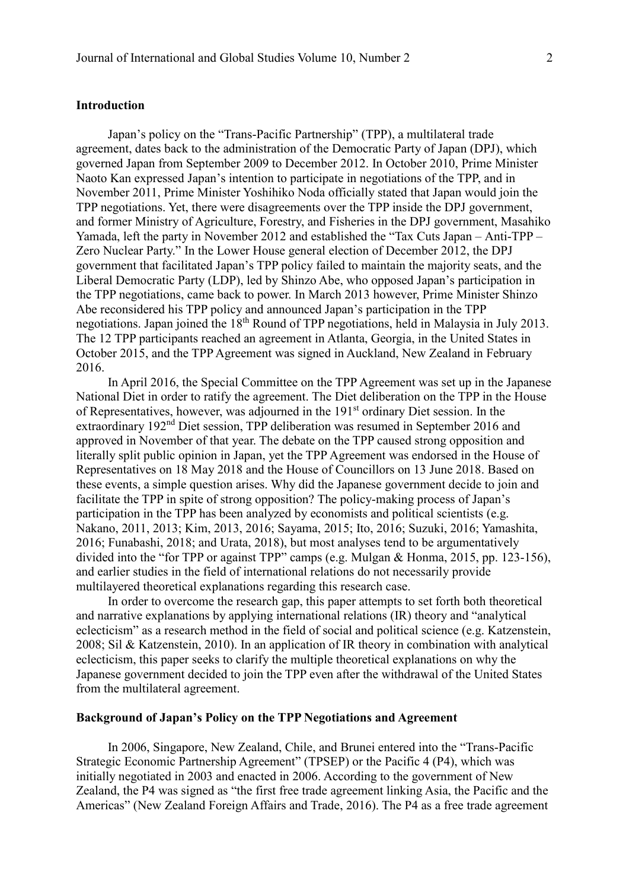## Introduction

Japan's policy on the "Trans-Pacific Partnership" (TPP), a multilateral trade agreement, dates back to the administration of the Democratic Party of Japan (DPJ), which governed Japan from September 2009 to December 2012. In October 2010, Prime Minister Naoto Kan expressed Japan's intention to participate in negotiations of the TPP, and in November 2011, Prime Minister Yoshihiko Noda officially stated that Japan would join the TPP negotiations. Yet, there were disagreements over the TPP inside the DPJ government, and former Ministry of Agriculture, Forestry, and Fisheries in the DPJ government, Masahiko Yamada, left the party in November 2012 and established the "Tax Cuts Japan – Anti-TPP – Zero Nuclear Party." In the Lower House general election of December 2012, the DPJ government that facilitated Japan's TPP policy failed to maintain the majority seats, and the Liberal Democratic Party (LDP), led by Shinzo Abe, who opposed Japan's participation in the TPP negotiations, came back to power. In March 2013 however, Prime Minister Shinzo Abe reconsidered his TPP policy and announced Japan's participation in the TPP negotiations. Japan joined the 18th Round of TPP negotiations, held in Malaysia in July 2013. The 12 TPP participants reached an agreement in Atlanta, Georgia, in the United States in October 2015, and the TPP Agreement was signed in Auckland, New Zealand in February 2016.

In April 2016, the Special Committee on the TPP Agreement was set up in the Japanese National Diet in order to ratify the agreement. The Diet deliberation on the TPP in the House of Representatives, however, was adjourned in the 191st ordinary Diet session. In the extraordinary 192nd Diet session, TPP deliberation was resumed in September 2016 and approved in November of that year. The debate on the TPP caused strong opposition and literally split public opinion in Japan, yet the TPP Agreement was endorsed in the House of Representatives on 18 May 2018 and the House of Councillors on 13 June 2018. Based on these events, a simple question arises. Why did the Japanese government decide to join and facilitate the TPP in spite of strong opposition? The policy-making process of Japan's participation in the TPP has been analyzed by economists and political scientists (e.g. Nakano, 2011, 2013; Kim, 2013, 2016; Sayama, 2015; Ito, 2016; Suzuki, 2016; Yamashita, 2016; Funabashi, 2018; and Urata, 2018), but most analyses tend to be argumentatively divided into the "for TPP or against TPP" camps (e.g. Mulgan & Honma, 2015, pp. 123-156), and earlier studies in the field of international relations do not necessarily provide multilayered theoretical explanations regarding this research case.

In order to overcome the research gap, this paper attempts to set forth both theoretical and narrative explanations by applying international relations (IR) theory and "analytical eclecticism" as a research method in the field of social and political science (e.g. Katzenstein, 2008; Sil & Katzenstein, 2010). In an application of IR theory in combination with analytical eclecticism, this paper seeks to clarify the multiple theoretical explanations on why the Japanese government decided to join the TPP even after the withdrawal of the United States from the multilateral agreement.

## Background of Japan's Policy on the TPP Negotiations and Agreement

In 2006, Singapore, New Zealand, Chile, and Brunei entered into the "Trans-Pacific Strategic Economic Partnership Agreement" (TPSEP) or the Pacific 4 (P4), which was initially negotiated in 2003 and enacted in 2006. According to the government of New Zealand, the P4 was signed as "the first free trade agreement linking Asia, the Pacific and the Americas" (New Zealand Foreign Affairs and Trade, 2016). The P4 as a free trade agreement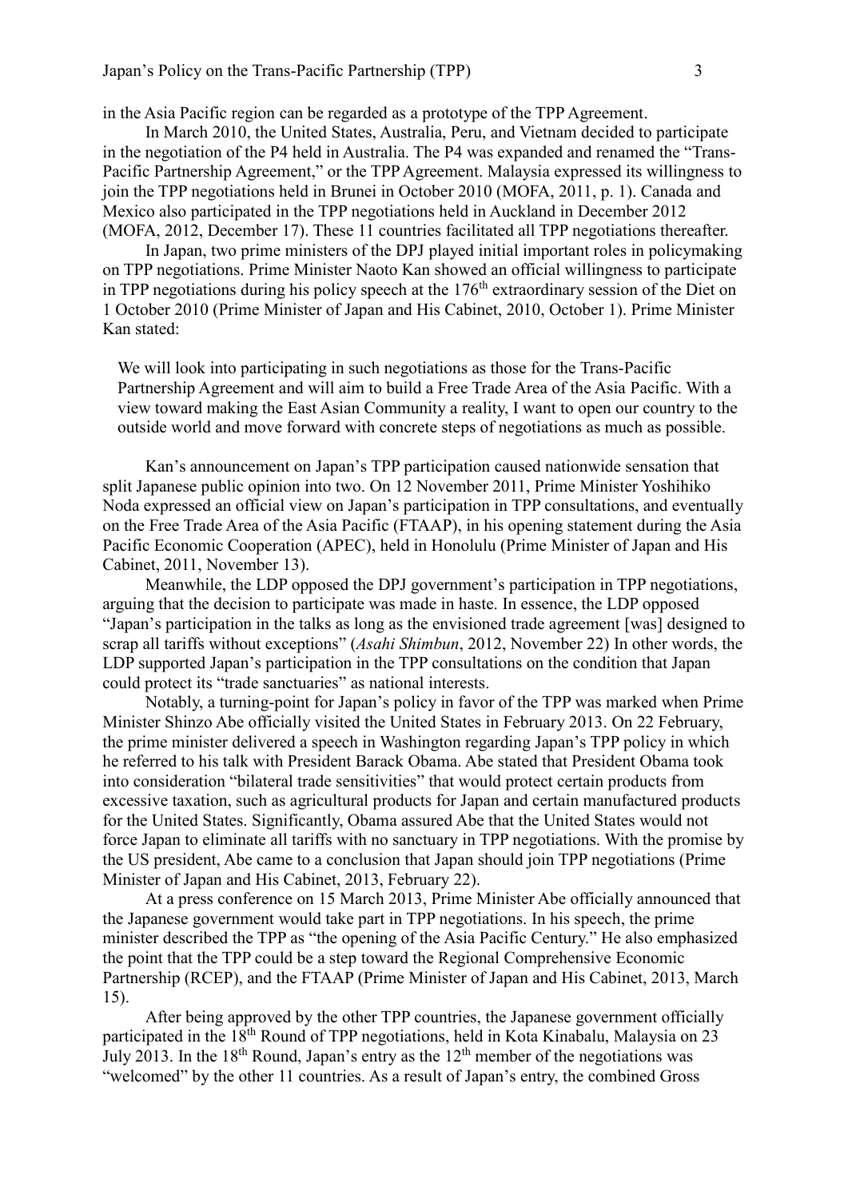in the Asia Pacific region can be regarded as a prototype of the TPP Agreement.

In March 2010, the United States, Australia, Peru, and Vietnam decided to participate in the negotiation of the P4 held in Australia. The P4 was expanded and renamed the "Trans-Pacific Partnership Agreement," or the TPP Agreement. Malaysia expressed its willingness to join the TPP negotiations held in Brunei in October 2010 (MOFA, 2011, p. 1). Canada and Mexico also participated in the TPP negotiations held in Auckland in December 2012 (MOFA, 2012, December 17). These 11 countries facilitated all TPP negotiations thereafter.

In Japan, two prime ministers of the DPJ played initial important roles in policymaking on TPP negotiations. Prime Minister Naoto Kan showed an official willingness to participate in TPP negotiations during his policy speech at the 176th extraordinary session of the Diet on 1 October 2010 (Prime Minister of Japan and His Cabinet, 2010, October 1). Prime Minister Kan stated:

> We will look into participating in such negotiations as those for the Trans-Pacific Partnership Agreement and will aim to build a Free Trade Area of the Asia Pacific. With a view toward making the East Asian Community a reality, I want to open our country to the outside world and move forward with concrete steps of negotiations as much as possible.

Kan's announcement on Japan's TPP participation caused nationwide sensation that split Japanese public opinion into two. On 12 November 2011, Prime Minister Yoshihiko Noda expressed an official view on Japan's participation in TPP consultations, and eventually on the Free Trade Area of the Asia Pacific (FTAAP), in his opening statement during the Asia Pacific Economic Cooperation (APEC), held in Honolulu (Prime Minister of Japan and His Cabinet, 2011, November 13).

Meanwhile, the LDP opposed the DPJ government's participation in TPP negotiations, arguing that the decision to participate was made in haste. In essence, the LDP opposed "Japan's participation in the talks as long as the envisioned trade agreement [was] designed to scrap all tariffs without exceptions" (*Asahi Shimbun*, 2012, November 22) In other words, the LDP supported Japan's participation in the TPP consultations on the condition that Japan could protect its "trade sanctuaries" as national interests.

Notably, a turning-point for Japan's policy in favor of the TPP was marked when Prime Minister Shinzo Abe officially visited the United States in February 2013. On 22 February, the prime minister delivered a speech in Washington regarding Japan's TPP policy in which he referred to his talk with President Barack Obama. Abe stated that President Obama took into consideration "bilateral trade sensitivities" that would protect certain products from excessive taxation, such as agricultural products for Japan and certain manufactured products for the United States. Significantly, Obama assured Abe that the United States would not force Japan to eliminate all tariffs with no sanctuary in TPP negotiations. With the promise by the US president, Abe came to a conclusion that Japan should join TPP negotiations (Prime Minister of Japan and His Cabinet, 2013, February 22).

At a press conference on 15 March 2013, Prime Minister Abe officially announced that the Japanese government would take part in TPP negotiations. In his speech, the prime minister described the TPP as "the opening of the Asia Pacific Century." He also emphasized the point that the TPP could be a step toward the Regional Comprehensive Economic Partnership (RCEP), and the FTAAP (Prime Minister of Japan and His Cabinet, 2013, March 15).

After being approved by the other TPP countries, the Japanese government officially participated in the 18th Round of TPP negotiations, held in Kota Kinabalu, Malaysia on 23 July 2013. In the 18th Round, Japan's entry as the 12th member of the negotiations was "welcomed" by the other 11 countries. As a result of Japan's entry, the combined Gross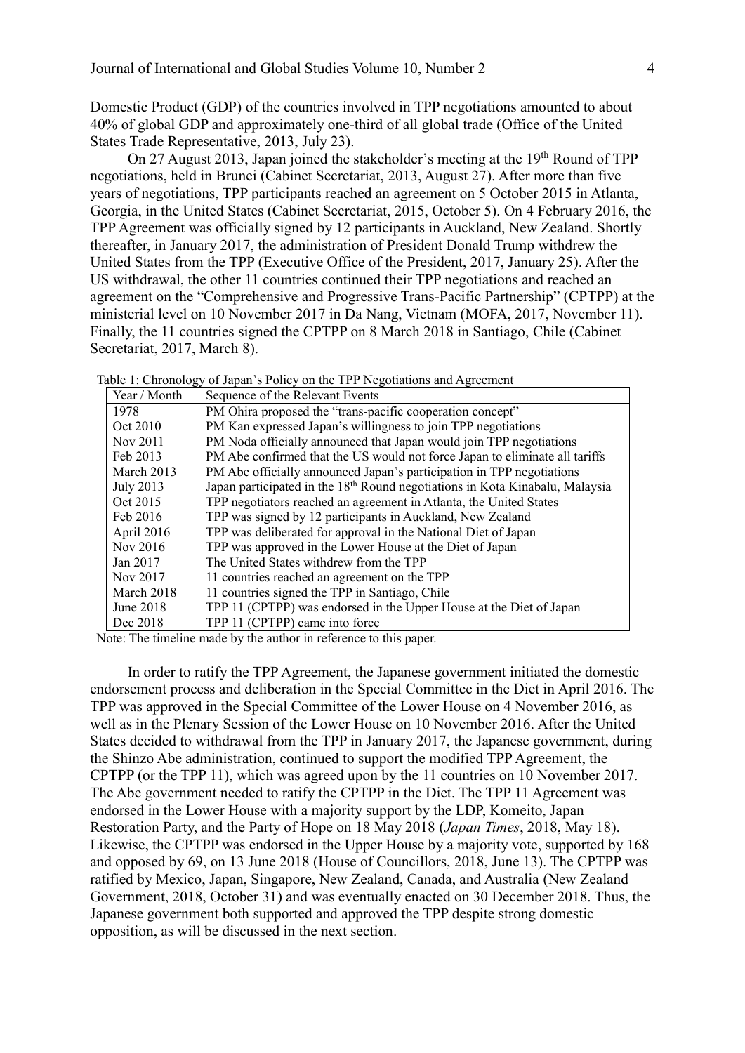Domestic Product (GDP) of the countries involved in TPP negotiations amounted to about 40% of global GDP and approximately one-third of all global trade (Office of the United States Trade Representative, 2013, July 23).

On 27 August 2013, Japan joined the stakeholder's meeting at the 19th Round of TPP negotiations, held in Brunei (Cabinet Secretariat, 2013, August 27). After more than five years of negotiations, TPP participants reached an agreement on 5 October 2015 in Atlanta, Georgia, in the United States (Cabinet Secretariat, 2015, October 5). On 4 February 2016, the TPP Agreement was officially signed by 12 participants in Auckland, New Zealand. Shortly thereafter, in January 2017, the administration of President Donald Trump withdrew the United States from the TPP (Executive Office of the President, 2017, January 25). After the US withdrawal, the other 11 countries continued their TPP negotiations and reached an agreement on the "Comprehensive and Progressive Trans-Pacific Partnership" (CPTPP) at the ministerial level on 10 November 2017 in Da Nang, Vietnam (MOFA, 2017, November 11). Finally, the 11 countries signed the CPTPP on 8 March 2018 in Santiago, Chile (Cabinet Secretariat, 2017, March 8).

Table 1: Chronology of Japan's Policy on the TPP Negotiations and Agreement

| Year / Month | Sequence of the Relevant Events |
|---|---|
| 1978 | PM Ohira proposed the "trans-pacific cooperation concept" |
| Oct 2010 | PM Kan expressed Japan's willingness to join TPP negotiations |
| Nov 2011 | PM Noda officially announced that Japan would join TPP negotiations |
| Feb 2013 | PM Abe confirmed that the US would not force Japan to eliminate all tariffs |
| March 2013 | PM Abe officially announced Japan's participation in TPP negotiations |
| July 2013 | Japan participated in the 18th Round negotiations in Kota Kinabalu, Malaysia |
| Oct 2015 | TPP negotiators reached an agreement in Atlanta, the United States |
| Feb 2016 | TPP was signed by 12 participants in Auckland, New Zealand |
| April 2016 | TPP was deliberated for approval in the National Diet of Japan |
| Nov 2016 | TPP was approved in the Lower House at the Diet of Japan |
| Jan 2017 | The United States withdrew from the TPP |
| Nov 2017 | 11 countries reached an agreement on the TPP |
| March 2018 | 11 countries signed the TPP in Santiago, Chile |
| June 2018 | TPP 11 (CPTPP) was endorsed in the Upper House at the Diet of Japan |
| Dec 2018 | TPP 11 (CPTPP) came into force |

Note: The timeline made by the author in reference to this paper.

In order to ratify the TPP Agreement, the Japanese government initiated the domestic endorsement process and deliberation in the Special Committee in the Diet in April 2016. The TPP was approved in the Special Committee of the Lower House on 4 November 2016, as well as in the Plenary Session of the Lower House on 10 November 2016. After the United States decided to withdrawal from the TPP in January 2017, the Japanese government, during the Shinzo Abe administration, continued to support the modified TPP Agreement, the CPTPP (or the TPP 11), which was agreed upon by the 11 countries on 10 November 2017. The Abe government needed to ratify the CPTPP in the Diet. The TPP 11 Agreement was endorsed in the Lower House with a majority support by the LDP, Komeito, Japan Restoration Party, and the Party of Hope on 18 May 2018 (*Japan Times*, 2018, May 18). Likewise, the CPTPP was endorsed in the Upper House by a majority vote, supported by 168 and opposed by 69, on 13 June 2018 (House of Councillors, 2018, June 13). The CPTPP was ratified by Mexico, Japan, Singapore, New Zealand, Canada, and Australia (New Zealand Government, 2018, October 31) and was eventually enacted on 30 December 2018. Thus, the Japanese government both supported and approved the TPP despite strong domestic opposition, as will be discussed in the next section.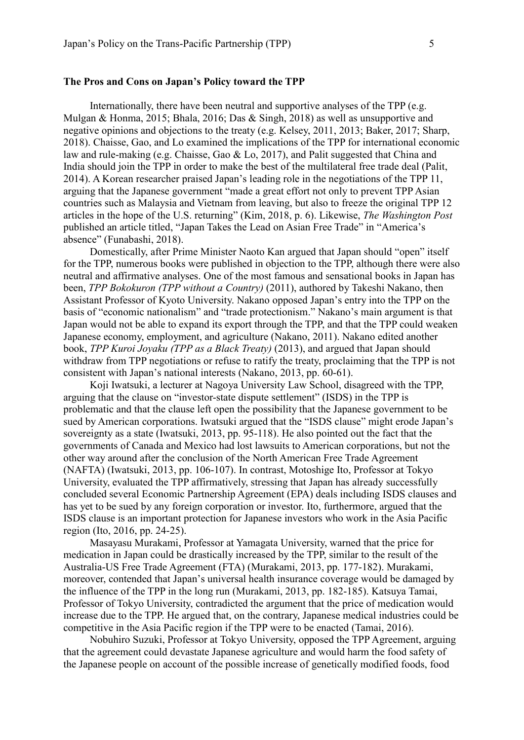**The Pros and Cons on Japan's Policy toward the TPP**

Internationally, there have been neutral and supportive analyses of the TPP (e.g. Mulgan & Honma, 2015; Bhala, 2016; Das & Singh, 2018) as well as unsupportive and negative opinions and objections to the treaty (e.g. Kelsey, 2011, 2013; Baker, 2017; Sharp, 2018). Chaisse, Gao, and Lo examined the implications of the TPP for international economic law and rule-making (e.g. Chaisse, Gao & Lo, 2017), and Palit suggested that China and India should join the TPP in order to make the best of the multilateral free trade deal (Palit, 2014). A Korean researcher praised Japan's leading role in the negotiations of the TPP 11, arguing that the Japanese government "made a great effort not only to prevent TPP Asian countries such as Malaysia and Vietnam from leaving, but also to freeze the original TPP 12 articles in the hope of the U.S. returning" (Kim, 2018, p. 6). Likewise, *The Washington Post* published an article titled, "Japan Takes the Lead on Asian Free Trade" in "America's absence" (Funabashi, 2018).

Domestically, after Prime Minister Naoto Kan argued that Japan should "open" itself for the TPP, numerous books were published in objection to the TPP, although there were also neutral and affirmative analyses. One of the most famous and sensational books in Japan has been, *TPP Bokokuron (TPP without a Country)* (2011), authored by Takeshi Nakano, then Assistant Professor of Kyoto University. Nakano opposed Japan's entry into the TPP on the basis of "economic nationalism" and "trade protectionism." Nakano's main argument is that Japan would not be able to expand its export through the TPP, and that the TPP could weaken Japanese economy, employment, and agriculture (Nakano, 2011). Nakano edited another book, *TPP Kuroi Joyaku (TPP as a Black Treaty)* (2013), and argued that Japan should withdraw from TPP negotiations or refuse to ratify the treaty, proclaiming that the TPP is not consistent with Japan's national interests (Nakano, 2013, pp. 60-61).

Koji Iwatsuki, a lecturer at Nagoya University Law School, disagreed with the TPP, arguing that the clause on "investor-state dispute settlement" (ISDS) in the TPP is problematic and that the clause left open the possibility that the Japanese government to be sued by American corporations. Iwatsuki argued that the "ISDS clause" might erode Japan's sovereignty as a state (Iwatsuki, 2013, pp. 95-118). He also pointed out the fact that the governments of Canada and Mexico had lost lawsuits to American corporations, but not the other way around after the conclusion of the North American Free Trade Agreement (NAFTA) (Iwatsuki, 2013, pp. 106-107). In contrast, Motoshige Ito, Professor at Tokyo University, evaluated the TPP affirmatively, stressing that Japan has already successfully concluded several Economic Partnership Agreement (EPA) deals including ISDS clauses and has yet to be sued by any foreign corporation or investor. Ito, furthermore, argued that the ISDS clause is an important protection for Japanese investors who work in the Asia Pacific region (Ito, 2016, pp. 24-25).

Masayasu Murakami, Professor at Yamagata University, warned that the price for medication in Japan could be drastically increased by the TPP, similar to the result of the Australia-US Free Trade Agreement (FTA) (Murakami, 2013, pp. 177-182). Murakami, moreover, contended that Japan's universal health insurance coverage would be damaged by the influence of the TPP in the long run (Murakami, 2013, pp. 182-185). Katsuya Tamai, Professor of Tokyo University, contradicted the argument that the price of medication would increase due to the TPP. He argued that, on the contrary, Japanese medical industries could be competitive in the Asia Pacific region if the TPP were to be enacted (Tamai, 2016).

Nobuhiro Suzuki, Professor at Tokyo University, opposed the TPP Agreement, arguing that the agreement could devastate Japanese agriculture and would harm the food safety of the Japanese people on account of the possible increase of genetically modified foods, food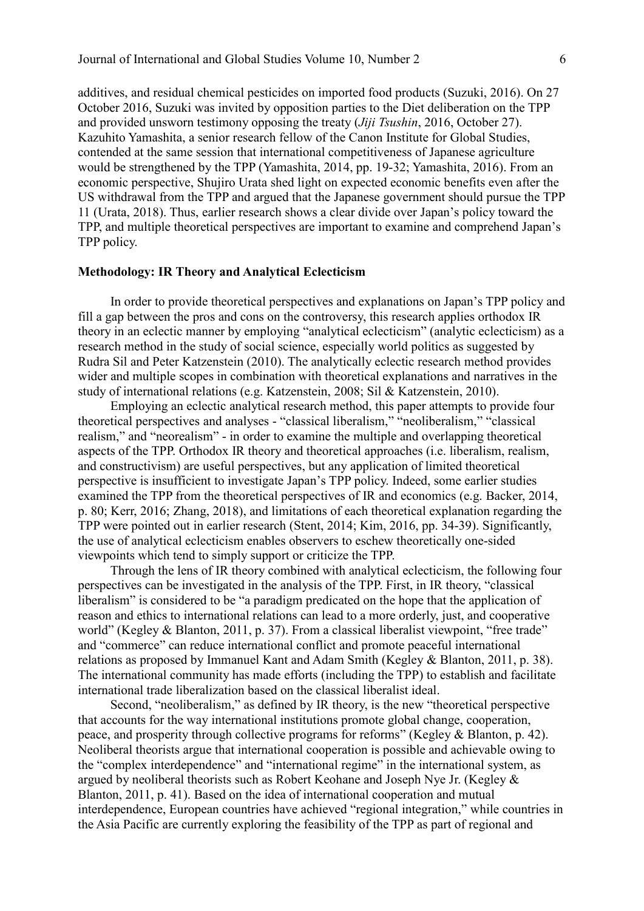additives, and residual chemical pesticides on imported food products (Suzuki, 2016). On 27 October 2016, Suzuki was invited by opposition parties to the Diet deliberation on the TPP and provided unsworn testimony opposing the treaty (*Jiji Tsushin*, 2016, October 27). Kazuhito Yamashita, a senior research fellow of the Canon Institute for Global Studies, contended at the same session that international competitiveness of Japanese agriculture would be strengthened by the TPP (Yamashita, 2014, pp. 19-32; Yamashita, 2016). From an economic perspective, Shujiro Urata shed light on expected economic benefits even after the US withdrawal from the TPP and argued that the Japanese government should pursue the TPP 11 (Urata, 2018). Thus, earlier research shows a clear divide over Japan's policy toward the TPP, and multiple theoretical perspectives are important to examine and comprehend Japan's TPP policy.

**Methodology: IR Theory and Analytical Eclecticism**

In order to provide theoretical perspectives and explanations on Japan's TPP policy and fill a gap between the pros and cons on the controversy, this research applies orthodox IR theory in an eclectic manner by employing "analytical eclecticism" (analytic eclecticism) as a research method in the study of social science, especially world politics as suggested by Rudra Sil and Peter Katzenstein (2010). The analytically eclectic research method provides wider and multiple scopes in combination with theoretical explanations and narratives in the study of international relations (e.g. Katzenstein, 2008; Sil & Katzenstein, 2010).

Employing an eclectic analytical research method, this paper attempts to provide four theoretical perspectives and analyses - "classical liberalism," "neoliberalism," "classical realism," and "neorealism" - in order to examine the multiple and overlapping theoretical aspects of the TPP. Orthodox IR theory and theoretical approaches (i.e. liberalism, realism, and constructivism) are useful perspectives, but any application of limited theoretical perspective is insufficient to investigate Japan's TPP policy. Indeed, some earlier studies examined the TPP from the theoretical perspectives of IR and economics (e.g. Backer, 2014, p. 80; Kerr, 2016; Zhang, 2018), and limitations of each theoretical explanation regarding the TPP were pointed out in earlier research (Stent, 2014; Kim, 2016, pp. 34-39). Significantly, the use of analytical eclecticism enables observers to eschew theoretically one-sided viewpoints which tend to simply support or criticize the TPP.

Through the lens of IR theory combined with analytical eclecticism, the following four perspectives can be investigated in the analysis of the TPP. First, in IR theory, "classical liberalism" is considered to be "a paradigm predicated on the hope that the application of reason and ethics to international relations can lead to a more orderly, just, and cooperative world" (Kegley & Blanton, 2011, p. 37). From a classical liberalist viewpoint, "free trade" and "commerce" can reduce international conflict and promote peaceful international relations as proposed by Immanuel Kant and Adam Smith (Kegley & Blanton, 2011, p. 38). The international community has made efforts (including the TPP) to establish and facilitate international trade liberalization based on the classical liberalist ideal.

Second, "neoliberalism," as defined by IR theory, is the new "theoretical perspective that accounts for the way international institutions promote global change, cooperation, peace, and prosperity through collective programs for reforms" (Kegley & Blanton, p. 42). Neoliberal theorists argue that international cooperation is possible and achievable owing to the "complex interdependence" and "international regime" in the international system, as argued by neoliberal theorists such as Robert Keohane and Joseph Nye Jr. (Kegley & Blanton, 2011, p. 41). Based on the idea of international cooperation and mutual interdependence, European countries have achieved "regional integration," while countries in the Asia Pacific are currently exploring the feasibility of the TPP as part of regional and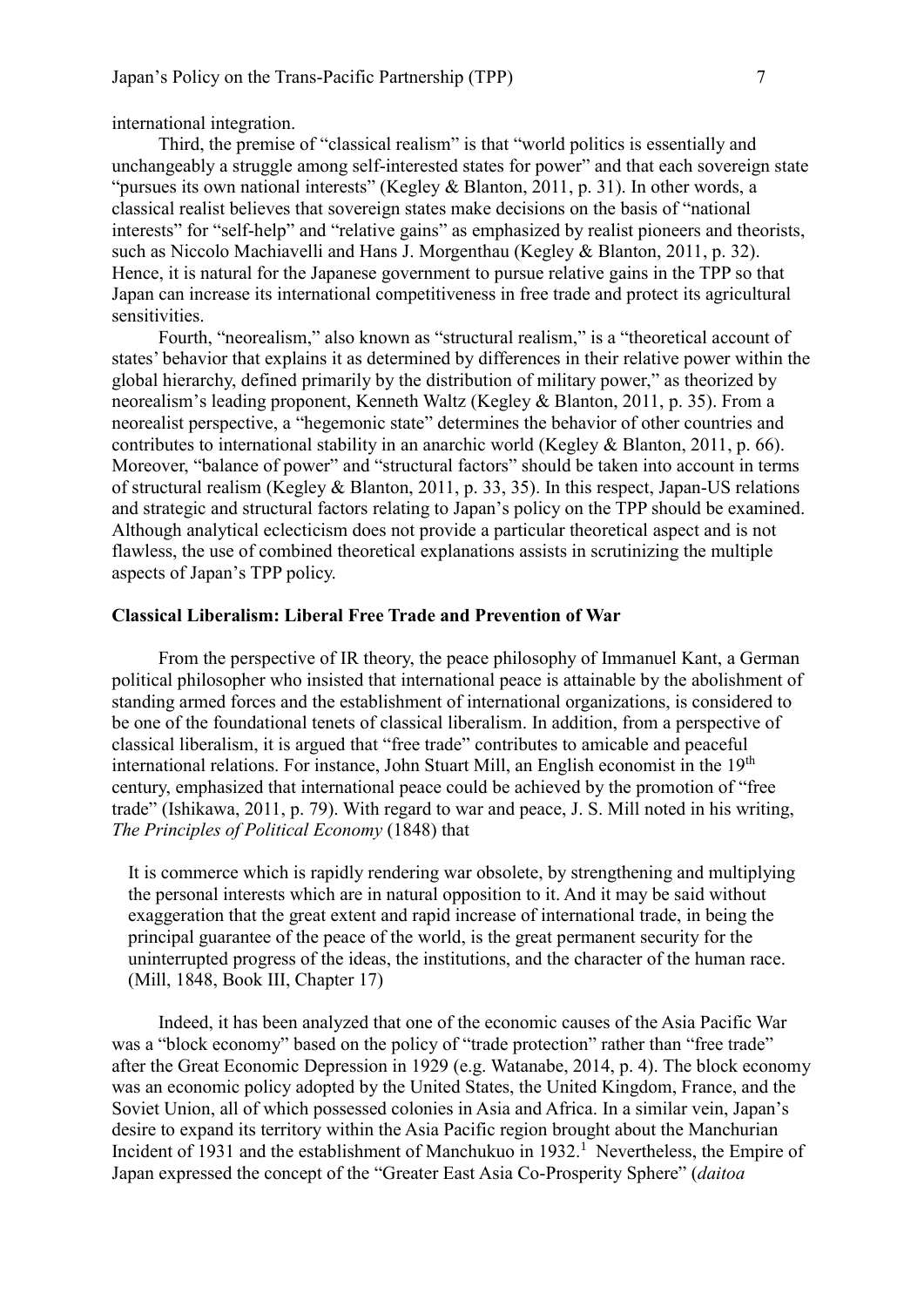international integration.

Third, the premise of "classical realism" is that "world politics is essentially and unchangeably a struggle among self-interested states for power" and that each sovereign state "pursues its own national interests" (Kegley & Blanton, 2011, p. 31). In other words, a classical realist believes that sovereign states make decisions on the basis of "national interests" for "self-help" and "relative gains" as emphasized by realist pioneers and theorists, such as Niccolo Machiavelli and Hans J. Morgenthau (Kegley & Blanton, 2011, p. 32). Hence, it is natural for the Japanese government to pursue relative gains in the TPP so that Japan can increase its international competitiveness in free trade and protect its agricultural sensitivities.

Fourth, "neorealism," also known as "structural realism," is a "theoretical account of states' behavior that explains it as determined by differences in their relative power within the global hierarchy, defined primarily by the distribution of military power," as theorized by neorealism's leading proponent, Kenneth Waltz (Kegley & Blanton, 2011, p. 35). From a neorealist perspective, a "hegemonic state" determines the behavior of other countries and contributes to international stability in an anarchic world (Kegley & Blanton, 2011, p. 66). Moreover, "balance of power" and "structural factors" should be taken into account in terms of structural realism (Kegley & Blanton, 2011, p. 33, 35). In this respect, Japan-US relations and strategic and structural factors relating to Japan's policy on the TPP should be examined. Although analytical eclecticism does not provide a particular theoretical aspect and is not flawless, the use of combined theoretical explanations assists in scrutinizing the multiple aspects of Japan's TPP policy.

**Classical Liberalism: Liberal Free Trade and Prevention of War**

From the perspective of IR theory, the peace philosophy of Immanuel Kant, a German political philosopher who insisted that international peace is attainable by the abolishment of standing armed forces and the establishment of international organizations, is considered to be one of the foundational tenets of classical liberalism. In addition, from a perspective of classical liberalism, it is argued that "free trade" contributes to amicable and peaceful international relations. For instance, John Stuart Mill, an English economist in the 19th century, emphasized that international peace could be achieved by the promotion of "free trade" (Ishikawa, 2011, p. 79). With regard to war and peace, J. S. Mill noted in his writing, *The Principles of Political Economy* (1848) that

> It is commerce which is rapidly rendering war obsolete, by strengthening and multiplying the personal interests which are in natural opposition to it. And it may be said without exaggeration that the great extent and rapid increase of international trade, in being the principal guarantee of the peace of the world, is the great permanent security for the uninterrupted progress of the ideas, the institutions, and the character of the human race. (Mill, 1848, Book III, Chapter 17)

Indeed, it has been analyzed that one of the economic causes of the Asia Pacific War was a "block economy" based on the policy of "trade protection" rather than "free trade" after the Great Economic Depression in 1929 (e.g. Watanabe, 2014, p. 4). The block economy was an economic policy adopted by the United States, the United Kingdom, France, and the Soviet Union, all of which possessed colonies in Asia and Africa. In a similar vein, Japan's desire to expand its territory within the Asia Pacific region brought about the Manchurian Incident of 1931 and the establishment of Manchukuo in 1932.[1] Nevertheless, the Empire of Japan expressed the concept of the "Greater East Asia Co-Prosperity Sphere" (*daitoa*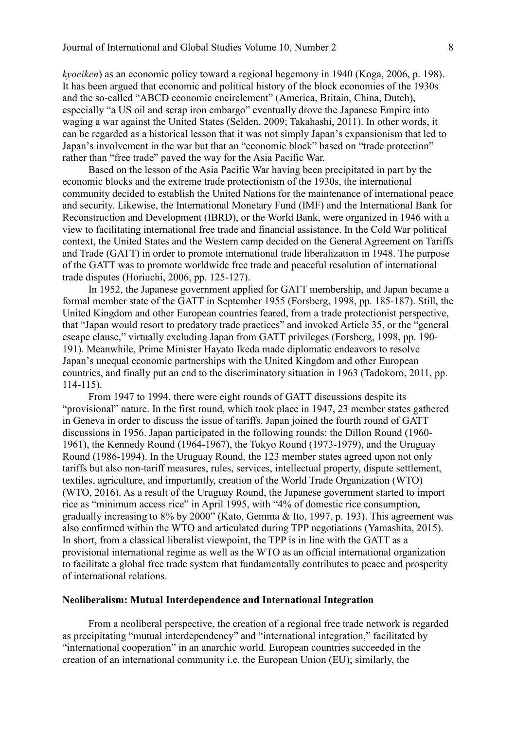*kyoeiken*) as an economic policy toward a regional hegemony in 1940 (Koga, 2006, p. 198). It has been argued that economic and political history of the block economies of the 1930s and the so-called "ABCD economic encirclement" (America, Britain, China, Dutch), especially "a US oil and scrap iron embargo" eventually drove the Japanese Empire into waging a war against the United States (Selden, 2009; Takahashi, 2011). In other words, it can be regarded as a historical lesson that it was not simply Japan's expansionism that led to Japan's involvement in the war but that an "economic block" based on "trade protection" rather than "free trade" paved the way for the Asia Pacific War.

Based on the lesson of the Asia Pacific War having been precipitated in part by the economic blocks and the extreme trade protectionism of the 1930s, the international community decided to establish the United Nations for the maintenance of international peace and security. Likewise, the International Monetary Fund (IMF) and the International Bank for Reconstruction and Development (IBRD), or the World Bank, were organized in 1946 with a view to facilitating international free trade and financial assistance. In the Cold War political context, the United States and the Western camp decided on the General Agreement on Tariffs and Trade (GATT) in order to promote international trade liberalization in 1948. The purpose of the GATT was to promote worldwide free trade and peaceful resolution of international trade disputes (Horiuchi, 2006, pp. 125-127).

In 1952, the Japanese government applied for GATT membership, and Japan became a formal member state of the GATT in September 1955 (Forsberg, 1998, pp. 185-187). Still, the United Kingdom and other European countries feared, from a trade protectionist perspective, that "Japan would resort to predatory trade practices" and invoked Article 35, or the "general escape clause," virtually excluding Japan from GATT privileges (Forsberg, 1998, pp. 190-191). Meanwhile, Prime Minister Hayato Ikeda made diplomatic endeavors to resolve Japan's unequal economic partnerships with the United Kingdom and other European countries, and finally put an end to the discriminatory situation in 1963 (Tadokoro, 2011, pp. 114-115).

From 1947 to 1994, there were eight rounds of GATT discussions despite its "provisional" nature. In the first round, which took place in 1947, 23 member states gathered in Geneva in order to discuss the issue of tariffs. Japan joined the fourth round of GATT discussions in 1956. Japan participated in the following rounds: the Dillon Round (1960-1961), the Kennedy Round (1964-1967), the Tokyo Round (1973-1979), and the Uruguay Round (1986-1994). In the Uruguay Round, the 123 member states agreed upon not only tariffs but also non-tariff measures, rules, services, intellectual property, dispute settlement, textiles, agriculture, and importantly, creation of the World Trade Organization (WTO) (WTO, 2016). As a result of the Uruguay Round, the Japanese government started to import rice as "minimum access rice" in April 1995, with "4% of domestic rice consumption, gradually increasing to 8% by 2000" (Kato, Gemma & Ito, 1997, p. 193). This agreement was also confirmed within the WTO and articulated during TPP negotiations (Yamashita, 2015). In short, from a classical liberalist viewpoint, the TPP is in line with the GATT as a provisional international regime as well as the WTO as an official international organization to facilitate a global free trade system that fundamentally contributes to peace and prosperity of international relations.

**Neoliberalism: Mutual Interdependence and International Integration**

From a neoliberal perspective, the creation of a regional free trade network is regarded as precipitating "mutual interdependency" and "international integration," facilitated by "international cooperation" in an anarchic world. European countries succeeded in the creation of an international community i.e. the European Union (EU); similarly, the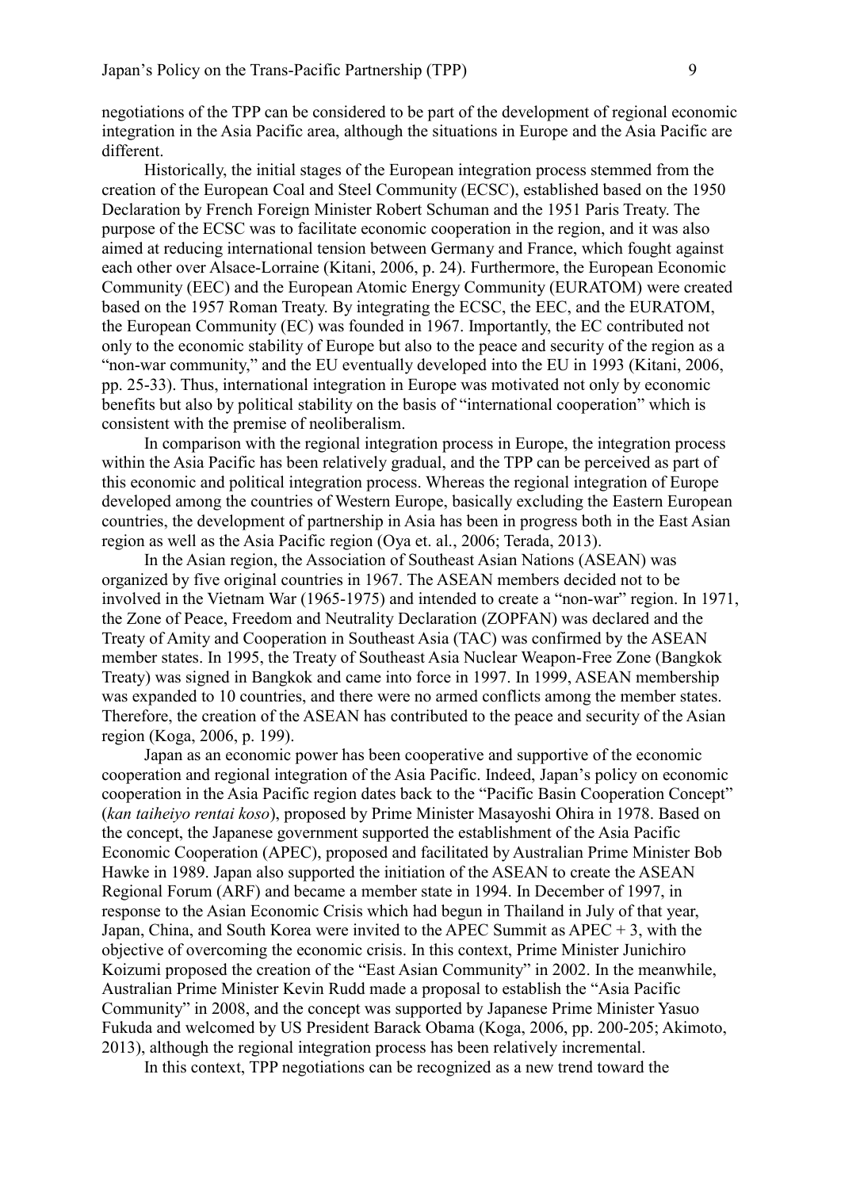negotiations of the TPP can be considered to be part of the development of regional economic integration in the Asia Pacific area, although the situations in Europe and the Asia Pacific are different.

Historically, the initial stages of the European integration process stemmed from the creation of the European Coal and Steel Community (ECSC), established based on the 1950 Declaration by French Foreign Minister Robert Schuman and the 1951 Paris Treaty. The purpose of the ECSC was to facilitate economic cooperation in the region, and it was also aimed at reducing international tension between Germany and France, which fought against each other over Alsace-Lorraine (Kitani, 2006, p. 24). Furthermore, the European Economic Community (EEC) and the European Atomic Energy Community (EURATOM) were created based on the 1957 Roman Treaty. By integrating the ECSC, the EEC, and the EURATOM, the European Community (EC) was founded in 1967. Importantly, the EC contributed not only to the economic stability of Europe but also to the peace and security of the region as a "non-war community," and the EU eventually developed into the EU in 1993 (Kitani, 2006, pp. 25-33). Thus, international integration in Europe was motivated not only by economic benefits but also by political stability on the basis of "international cooperation" which is consistent with the premise of neoliberalism.

In comparison with the regional integration process in Europe, the integration process within the Asia Pacific has been relatively gradual, and the TPP can be perceived as part of this economic and political integration process. Whereas the regional integration of Europe developed among the countries of Western Europe, basically excluding the Eastern European countries, the development of partnership in Asia has been in progress both in the East Asian region as well as the Asia Pacific region (Oya et. al., 2006; Terada, 2013).

In the Asian region, the Association of Southeast Asian Nations (ASEAN) was organized by five original countries in 1967. The ASEAN members decided not to be involved in the Vietnam War (1965-1975) and intended to create a "non-war" region. In 1971, the Zone of Peace, Freedom and Neutrality Declaration (ZOPFAN) was declared and the Treaty of Amity and Cooperation in Southeast Asia (TAC) was confirmed by the ASEAN member states. In 1995, the Treaty of Southeast Asia Nuclear Weapon-Free Zone (Bangkok Treaty) was signed in Bangkok and came into force in 1997. In 1999, ASEAN membership was expanded to 10 countries, and there were no armed conflicts among the member states. Therefore, the creation of the ASEAN has contributed to the peace and security of the Asian region (Koga, 2006, p. 199).

Japan as an economic power has been cooperative and supportive of the economic cooperation and regional integration of the Asia Pacific. Indeed, Japan's policy on economic cooperation in the Asia Pacific region dates back to the "Pacific Basin Cooperation Concept" (*kan taiheiyo rentai koso*), proposed by Prime Minister Masayoshi Ohira in 1978. Based on the concept, the Japanese government supported the establishment of the Asia Pacific Economic Cooperation (APEC), proposed and facilitated by Australian Prime Minister Bob Hawke in 1989. Japan also supported the initiation of the ASEAN to create the ASEAN Regional Forum (ARF) and became a member state in 1994. In December of 1997, in response to the Asian Economic Crisis which had begun in Thailand in July of that year, Japan, China, and South Korea were invited to the APEC Summit as APEC + 3, with the objective of overcoming the economic crisis. In this context, Prime Minister Junichiro Koizumi proposed the creation of the "East Asian Community" in 2002. In the meanwhile, Australian Prime Minister Kevin Rudd made a proposal to establish the "Asia Pacific Community" in 2008, and the concept was supported by Japanese Prime Minister Yasuo Fukuda and welcomed by US President Barack Obama (Koga, 2006, pp. 200-205; Akimoto, 2013), although the regional integration process has been relatively incremental.

In this context, TPP negotiations can be recognized as a new trend toward the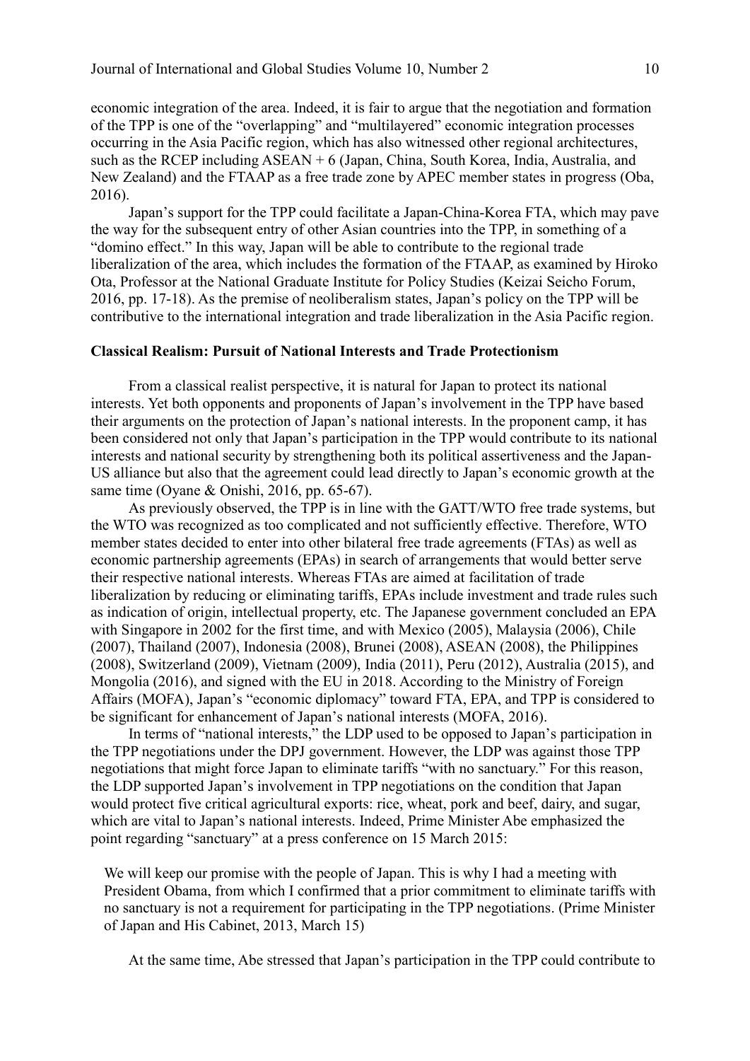economic integration of the area. Indeed, it is fair to argue that the negotiation and formation of the TPP is one of the "overlapping" and "multilayered" economic integration processes occurring in the Asia Pacific region, which has also witnessed other regional architectures, such as the RCEP including ASEAN + 6 (Japan, China, South Korea, India, Australia, and New Zealand) and the FTAAP as a free trade zone by APEC member states in progress (Oba, 2016).

Japan's support for the TPP could facilitate a Japan-China-Korea FTA, which may pave the way for the subsequent entry of other Asian countries into the TPP, in something of a "domino effect." In this way, Japan will be able to contribute to the regional trade liberalization of the area, which includes the formation of the FTAAP, as examined by Hiroko Ota, Professor at the National Graduate Institute for Policy Studies (Keizai Seicho Forum, 2016, pp. 17-18). As the premise of neoliberalism states, Japan's policy on the TPP will be contributive to the international integration and trade liberalization in the Asia Pacific region.

**Classical Realism: Pursuit of National Interests and Trade Protectionism**

From a classical realist perspective, it is natural for Japan to protect its national interests. Yet both opponents and proponents of Japan's involvement in the TPP have based their arguments on the protection of Japan's national interests. In the proponent camp, it has been considered not only that Japan's participation in the TPP would contribute to its national interests and national security by strengthening both its political assertiveness and the Japan-US alliance but also that the agreement could lead directly to Japan's economic growth at the same time (Oyane & Onishi, 2016, pp. 65-67).

As previously observed, the TPP is in line with the GATT/WTO free trade systems, but the WTO was recognized as too complicated and not sufficiently effective. Therefore, WTO member states decided to enter into other bilateral free trade agreements (FTAs) as well as economic partnership agreements (EPAs) in search of arrangements that would better serve their respective national interests. Whereas FTAs are aimed at facilitation of trade liberalization by reducing or eliminating tariffs, EPAs include investment and trade rules such as indication of origin, intellectual property, etc. The Japanese government concluded an EPA with Singapore in 2002 for the first time, and with Mexico (2005), Malaysia (2006), Chile (2007), Thailand (2007), Indonesia (2008), Brunei (2008), ASEAN (2008), the Philippines (2008), Switzerland (2009), Vietnam (2009), India (2011), Peru (2012), Australia (2015), and Mongolia (2016), and signed with the EU in 2018. According to the Ministry of Foreign Affairs (MOFA), Japan's "economic diplomacy" toward FTA, EPA, and TPP is considered to be significant for enhancement of Japan's national interests (MOFA, 2016).

In terms of "national interests," the LDP used to be opposed to Japan's participation in the TPP negotiations under the DPJ government. However, the LDP was against those TPP negotiations that might force Japan to eliminate tariffs "with no sanctuary." For this reason, the LDP supported Japan's involvement in TPP negotiations on the condition that Japan would protect five critical agricultural exports: rice, wheat, pork and beef, dairy, and sugar, which are vital to Japan's national interests. Indeed, Prime Minister Abe emphasized the point regarding "sanctuary" at a press conference on 15 March 2015:

> We will keep our promise with the people of Japan. This is why I had a meeting with President Obama, from which I confirmed that a prior commitment to eliminate tariffs with no sanctuary is not a requirement for participating in the TPP negotiations. (Prime Minister of Japan and His Cabinet, 2013, March 15)

At the same time, Abe stressed that Japan's participation in the TPP could contribute to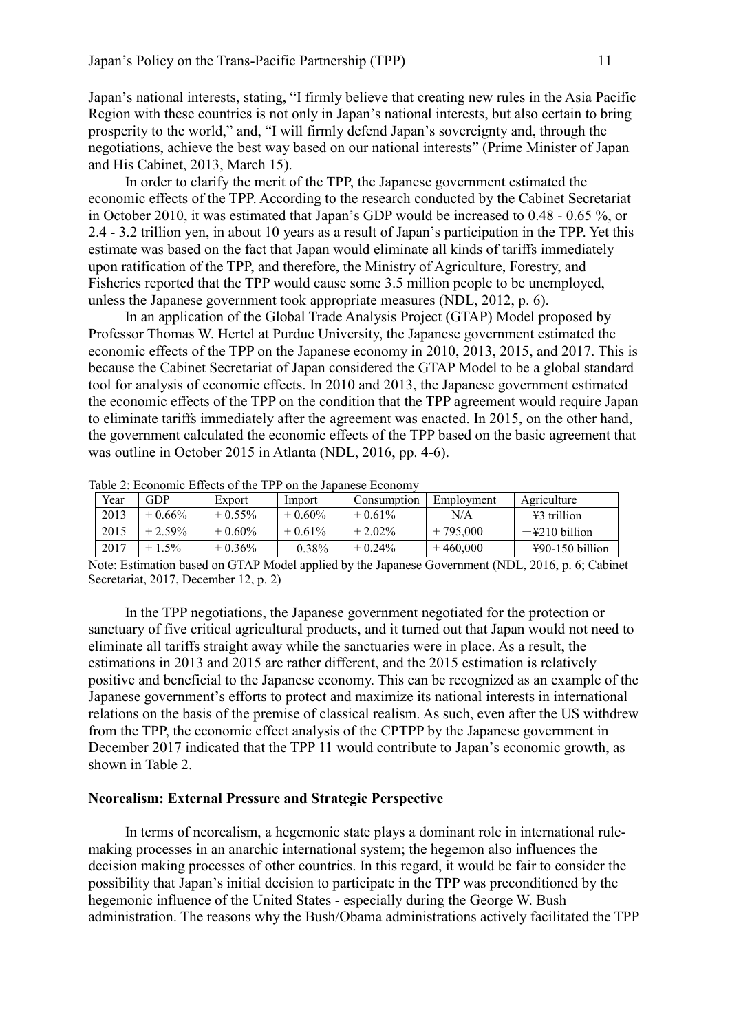Japan's national interests, stating, "I firmly believe that creating new rules in the Asia Pacific Region with these countries is not only in Japan's national interests, but also certain to bring prosperity to the world," and, "I will firmly defend Japan's sovereignty and, through the negotiations, achieve the best way based on our national interests" (Prime Minister of Japan and His Cabinet, 2013, March 15).

In order to clarify the merit of the TPP, the Japanese government estimated the economic effects of the TPP. According to the research conducted by the Cabinet Secretariat in October 2010, it was estimated that Japan's GDP would be increased to 0.48 - 0.65 %, or 2.4 - 3.2 trillion yen, in about 10 years as a result of Japan's participation in the TPP. Yet this estimate was based on the fact that Japan would eliminate all kinds of tariffs immediately upon ratification of the TPP, and therefore, the Ministry of Agriculture, Forestry, and Fisheries reported that the TPP would cause some 3.5 million people to be unemployed, unless the Japanese government took appropriate measures (NDL, 2012, p. 6).

In an application of the Global Trade Analysis Project (GTAP) Model proposed by Professor Thomas W. Hertel at Purdue University, the Japanese government estimated the economic effects of the TPP on the Japanese economy in 2010, 2013, 2015, and 2017. This is because the Cabinet Secretariat of Japan considered the GTAP Model to be a global standard tool for analysis of economic effects. In 2010 and 2013, the Japanese government estimated the economic effects of the TPP on the condition that the TPP agreement would require Japan to eliminate tariffs immediately after the agreement was enacted. In 2015, on the other hand, the government calculated the economic effects of the TPP based on the basic agreement that was outline in October 2015 in Atlanta (NDL, 2016, pp. 4-6).

Table 2: Economic Effects of the TPP on the Japanese Economy

| Year | GDP | Export | Import | Consumption | Employment | Agriculture |
|---|---|---|---|---|---|---|
| 2013 | + 0.66% | + 0.55% | + 0.60% | + 0.61% | N/A | −¥3 trillion |
| 2015 | + 2.59% | + 0.60% | + 0.61% | + 2.02% | + 795,000 | −¥210 billion |
| 2017 | + 1.5% | + 0.36% | −0.38% | + 0.24% | + 460,000 | −¥90-150 billion |

Note: Estimation based on GTAP Model applied by the Japanese Government (NDL, 2016, p. 6; Cabinet Secretariat, 2017, December 12, p. 2)

In the TPP negotiations, the Japanese government negotiated for the protection or sanctuary of five critical agricultural products, and it turned out that Japan would not need to eliminate all tariffs straight away while the sanctuaries were in place. As a result, the estimations in 2013 and 2015 are rather different, and the 2015 estimation is relatively positive and beneficial to the Japanese economy. This can be recognized as an example of the Japanese government's efforts to protect and maximize its national interests in international relations on the basis of the premise of classical realism. As such, even after the US withdrew from the TPP, the economic effect analysis of the CPTPP by the Japanese government in December 2017 indicated that the TPP 11 would contribute to Japan's economic growth, as shown in Table 2.

### Neorealism: External Pressure and Strategic Perspective

In terms of neorealism, a hegemonic state plays a dominant role in international rule-making processes in an anarchic international system; the hegemon also influences the decision making processes of other countries. In this regard, it would be fair to consider the possibility that Japan's initial decision to participate in the TPP was preconditioned by the hegemonic influence of the United States - especially during the George W. Bush administration. The reasons why the Bush/Obama administrations actively facilitated the TPP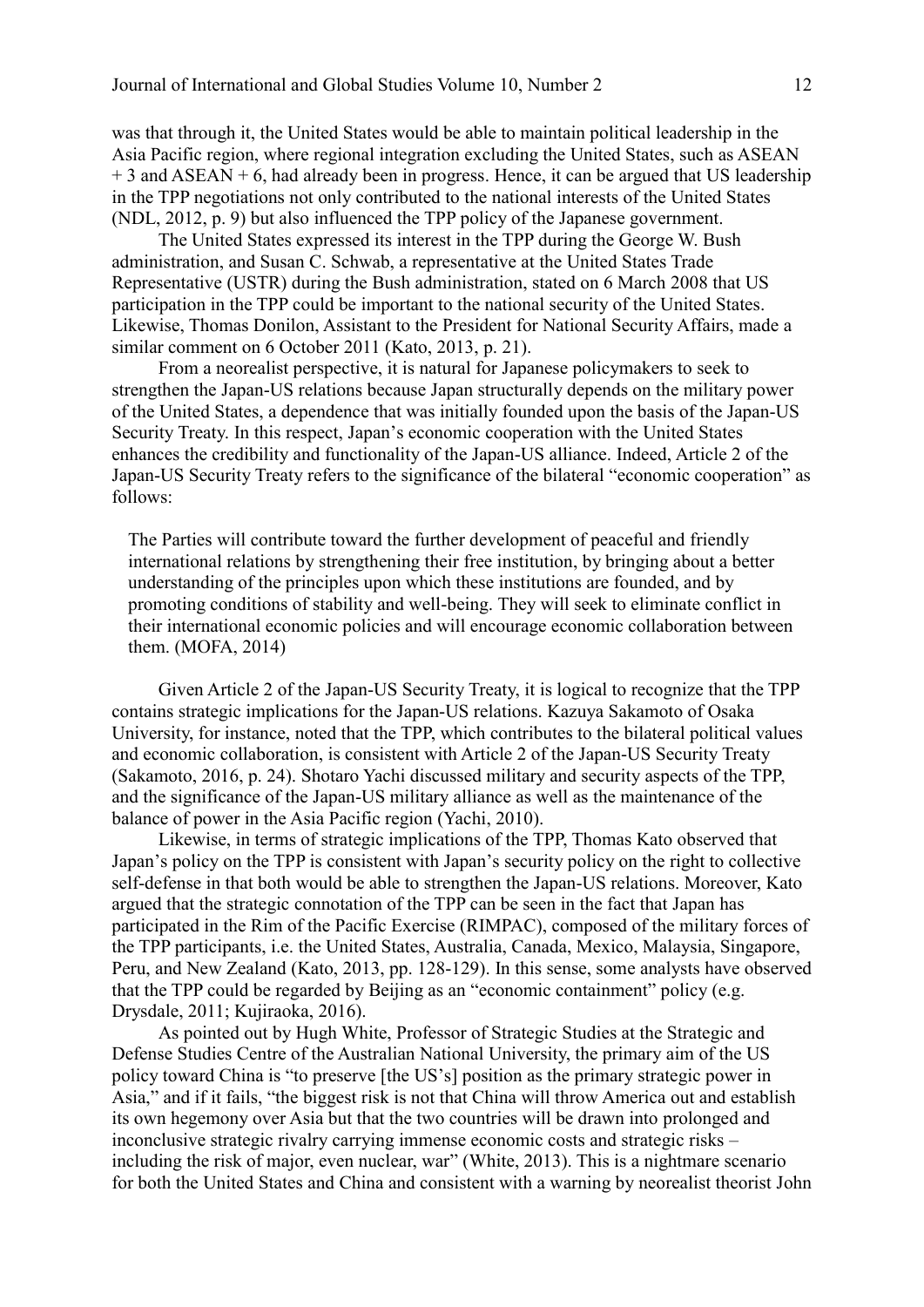was that through it, the United States would be able to maintain political leadership in the Asia Pacific region, where regional integration excluding the United States, such as ASEAN + 3 and ASEAN + 6, had already been in progress. Hence, it can be argued that US leadership in the TPP negotiations not only contributed to the national interests of the United States (NDL, 2012, p. 9) but also influenced the TPP policy of the Japanese government.

The United States expressed its interest in the TPP during the George W. Bush administration, and Susan C. Schwab, a representative at the United States Trade Representative (USTR) during the Bush administration, stated on 6 March 2008 that US participation in the TPP could be important to the national security of the United States. Likewise, Thomas Donilon, Assistant to the President for National Security Affairs, made a similar comment on 6 October 2011 (Kato, 2013, p. 21).

From a neorealist perspective, it is natural for Japanese policymakers to seek to strengthen the Japan-US relations because Japan structurally depends on the military power of the United States, a dependence that was initially founded upon the basis of the Japan-US Security Treaty. In this respect, Japan's economic cooperation with the United States enhances the credibility and functionality of the Japan-US alliance. Indeed, Article 2 of the Japan-US Security Treaty refers to the significance of the bilateral "economic cooperation" as follows:

> The Parties will contribute toward the further development of peaceful and friendly international relations by strengthening their free institution, by bringing about a better understanding of the principles upon which these institutions are founded, and by promoting conditions of stability and well-being. They will seek to eliminate conflict in their international economic policies and will encourage economic collaboration between them. (MOFA, 2014)

Given Article 2 of the Japan-US Security Treaty, it is logical to recognize that the TPP contains strategic implications for the Japan-US relations. Kazuya Sakamoto of Osaka University, for instance, noted that the TPP, which contributes to the bilateral political values and economic collaboration, is consistent with Article 2 of the Japan-US Security Treaty (Sakamoto, 2016, p. 24). Shotaro Yachi discussed military and security aspects of the TPP, and the significance of the Japan-US military alliance as well as the maintenance of the balance of power in the Asia Pacific region (Yachi, 2010).

Likewise, in terms of strategic implications of the TPP, Thomas Kato observed that Japan's policy on the TPP is consistent with Japan's security policy on the right to collective self-defense in that both would be able to strengthen the Japan-US relations. Moreover, Kato argued that the strategic connotation of the TPP can be seen in the fact that Japan has participated in the Rim of the Pacific Exercise (RIMPAC), composed of the military forces of the TPP participants, i.e. the United States, Australia, Canada, Mexico, Malaysia, Singapore, Peru, and New Zealand (Kato, 2013, pp. 128-129). In this sense, some analysts have observed that the TPP could be regarded by Beijing as an "economic containment" policy (e.g. Drysdale, 2011; Kujiraoka, 2016).

As pointed out by Hugh White, Professor of Strategic Studies at the Strategic and Defense Studies Centre of the Australian National University, the primary aim of the US policy toward China is "to preserve [the US's] position as the primary strategic power in Asia," and if it fails, "the biggest risk is not that China will throw America out and establish its own hegemony over Asia but that the two countries will be drawn into prolonged and inconclusive strategic rivalry carrying immense economic costs and strategic risks – including the risk of major, even nuclear, war" (White, 2013). This is a nightmare scenario for both the United States and China and consistent with a warning by neorealist theorist John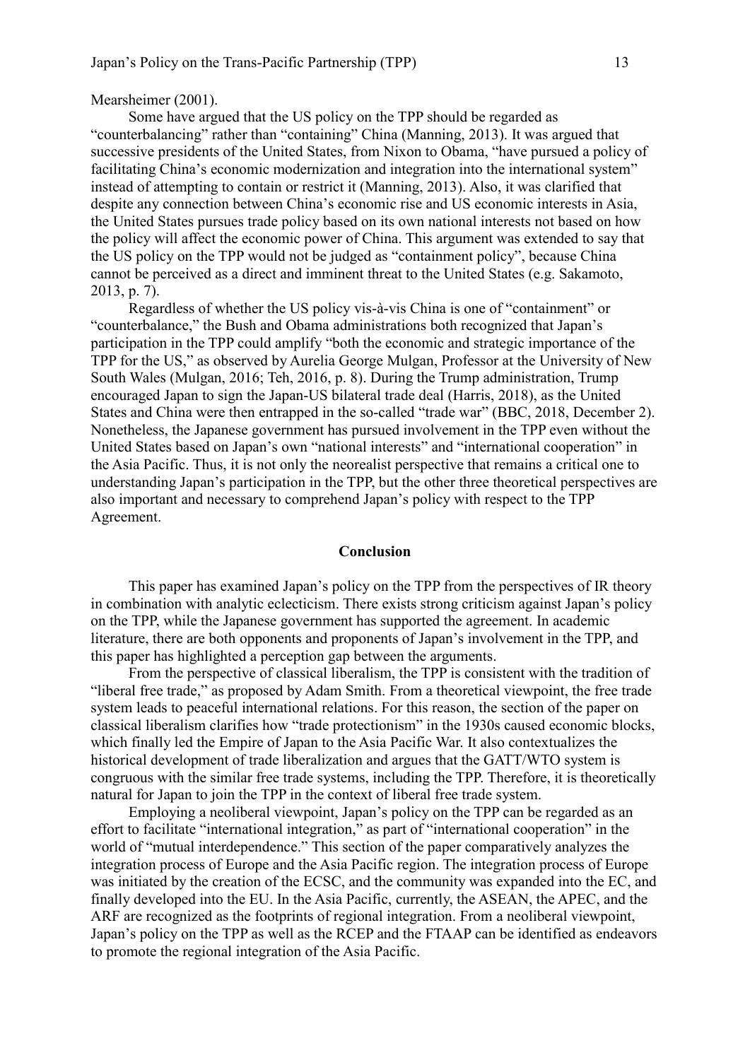Mearsheimer (2001).

Some have argued that the US policy on the TPP should be regarded as "counterbalancing" rather than "containing" China (Manning, 2013). It was argued that successive presidents of the United States, from Nixon to Obama, "have pursued a policy of facilitating China's economic modernization and integration into the international system" instead of attempting to contain or restrict it (Manning, 2013). Also, it was clarified that despite any connection between China's economic rise and US economic interests in Asia, the United States pursues trade policy based on its own national interests not based on how the policy will affect the economic power of China. This argument was extended to say that the US policy on the TPP would not be judged as "containment policy", because China cannot be perceived as a direct and imminent threat to the United States (e.g. Sakamoto, 2013, p. 7).

Regardless of whether the US policy vis-à-vis China is one of "containment" or "counterbalance," the Bush and Obama administrations both recognized that Japan's participation in the TPP could amplify "both the economic and strategic importance of the TPP for the US," as observed by Aurelia George Mulgan, Professor at the University of New South Wales (Mulgan, 2016; Teh, 2016, p. 8). During the Trump administration, Trump encouraged Japan to sign the Japan-US bilateral trade deal (Harris, 2018), as the United States and China were then entrapped in the so-called "trade war" (BBC, 2018, December 2). Nonetheless, the Japanese government has pursued involvement in the TPP even without the United States based on Japan's own "national interests" and "international cooperation" in the Asia Pacific. Thus, it is not only the neorealist perspective that remains a critical one to understanding Japan's participation in the TPP, but the other three theoretical perspectives are also important and necessary to comprehend Japan's policy with respect to the TPP Agreement.

## Conclusion

This paper has examined Japan's policy on the TPP from the perspectives of IR theory in combination with analytic eclecticism. There exists strong criticism against Japan's policy on the TPP, while the Japanese government has supported the agreement. In academic literature, there are both opponents and proponents of Japan's involvement in the TPP, and this paper has highlighted a perception gap between the arguments.

From the perspective of classical liberalism, the TPP is consistent with the tradition of "liberal free trade," as proposed by Adam Smith. From a theoretical viewpoint, the free trade system leads to peaceful international relations. For this reason, the section of the paper on classical liberalism clarifies how "trade protectionism" in the 1930s caused economic blocks, which finally led the Empire of Japan to the Asia Pacific War. It also contextualizes the historical development of trade liberalization and argues that the GATT/WTO system is congruous with the similar free trade systems, including the TPP. Therefore, it is theoretically natural for Japan to join the TPP in the context of liberal free trade system.

Employing a neoliberal viewpoint, Japan's policy on the TPP can be regarded as an effort to facilitate "international integration," as part of "international cooperation" in the world of "mutual interdependence." This section of the paper comparatively analyzes the integration process of Europe and the Asia Pacific region. The integration process of Europe was initiated by the creation of the ECSC, and the community was expanded into the EC, and finally developed into the EU. In the Asia Pacific, currently, the ASEAN, the APEC, and the ARF are recognized as the footprints of regional integration. From a neoliberal viewpoint, Japan's policy on the TPP as well as the RCEP and the FTAAP can be identified as endeavors to promote the regional integration of the Asia Pacific.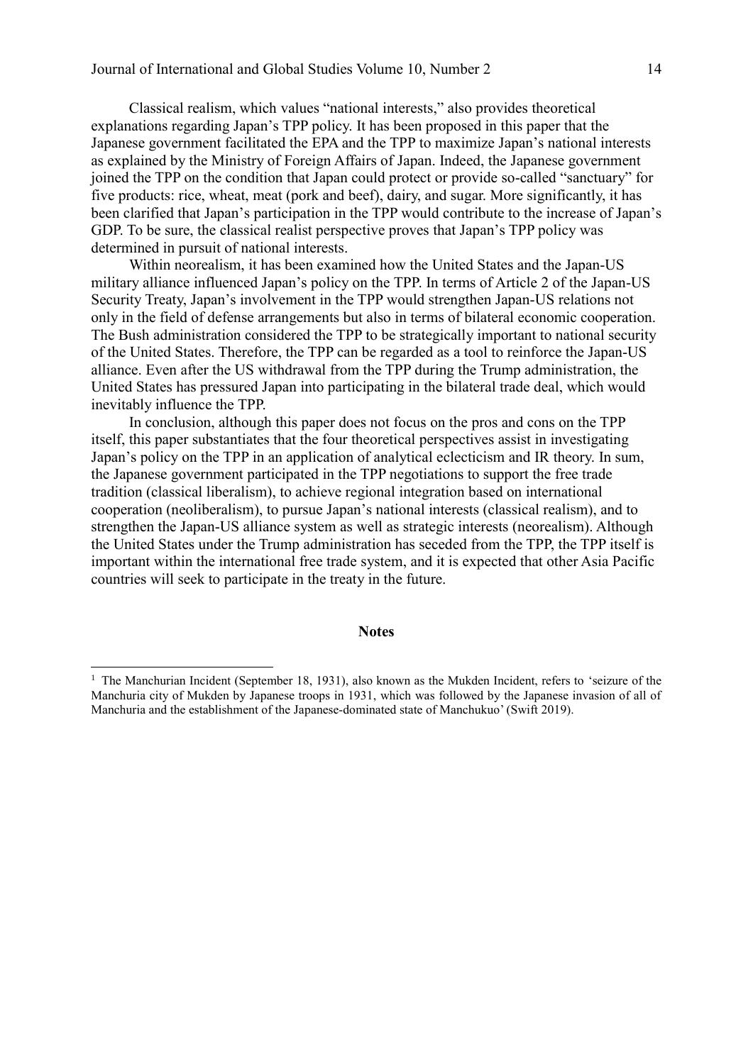Classical realism, which values "national interests," also provides theoretical explanations regarding Japan's TPP policy. It has been proposed in this paper that the Japanese government facilitated the EPA and the TPP to maximize Japan's national interests as explained by the Ministry of Foreign Affairs of Japan. Indeed, the Japanese government joined the TPP on the condition that Japan could protect or provide so-called "sanctuary" for five products: rice, wheat, meat (pork and beef), dairy, and sugar. More significantly, it has been clarified that Japan's participation in the TPP would contribute to the increase of Japan's GDP. To be sure, the classical realist perspective proves that Japan's TPP policy was determined in pursuit of national interests.

Within neorealism, it has been examined how the United States and the Japan-US military alliance influenced Japan's policy on the TPP. In terms of Article 2 of the Japan-US Security Treaty, Japan's involvement in the TPP would strengthen Japan-US relations not only in the field of defense arrangements but also in terms of bilateral economic cooperation. The Bush administration considered the TPP to be strategically important to national security of the United States. Therefore, the TPP can be regarded as a tool to reinforce the Japan-US alliance. Even after the US withdrawal from the TPP during the Trump administration, the United States has pressured Japan into participating in the bilateral trade deal, which would inevitably influence the TPP.

In conclusion, although this paper does not focus on the pros and cons on the TPP itself, this paper substantiates that the four theoretical perspectives assist in investigating Japan's policy on the TPP in an application of analytical eclecticism and IR theory. In sum, the Japanese government participated in the TPP negotiations to support the free trade tradition (classical liberalism), to achieve regional integration based on international cooperation (neoliberalism), to pursue Japan's national interests (classical realism), and to strengthen the Japan-US alliance system as well as strategic interests (neorealism). Although the United States under the Trump administration has seceded from the TPP, the TPP itself is important within the international free trade system, and it is expected that other Asia Pacific countries will seek to participate in the treaty in the future.

## Notes

[1] The Manchurian Incident (September 18, 1931), also known as the Mukden Incident, refers to 'seizure of the Manchuria city of Mukden by Japanese troops in 1931, which was followed by the Japanese invasion of all of Manchuria and the establishment of the Japanese-dominated state of Manchukuo' (Swift 2019).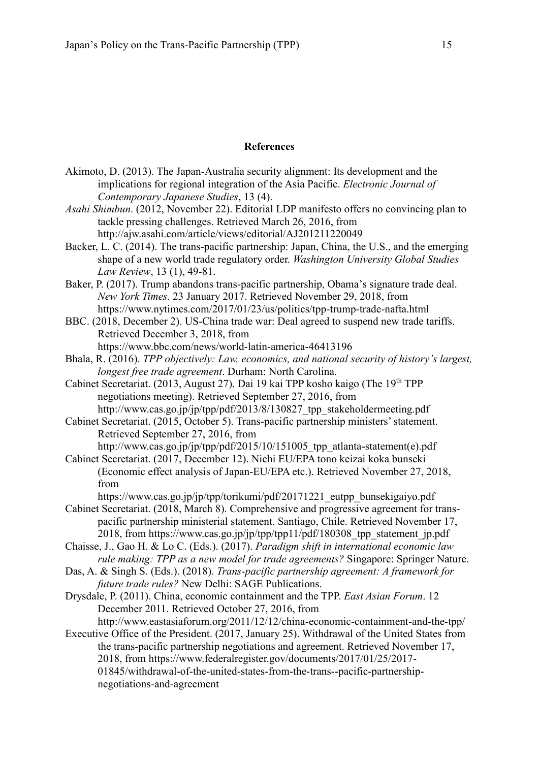## References

Akimoto, D. (2013). The Japan-Australia security alignment: Its development and the implications for regional integration of the Asia Pacific. *Electronic Journal of Contemporary Japanese Studies*, 13 (4).

*Asahi Shimbun*. (2012, November 22). Editorial LDP manifesto offers no convincing plan to tackle pressing challenges. Retrieved March 26, 2016, from http://ajw.asahi.com/article/views/editorial/AJ201211220049

Backer, L. C. (2014). The trans-pacific partnership: Japan, China, the U.S., and the emerging shape of a new world trade regulatory order. *Washington University Global Studies Law Review*, 13 (1), 49-81.

Baker, P. (2017). Trump abandons trans-pacific partnership, Obama's signature trade deal. *New York Times*. 23 January 2017. Retrieved November 29, 2018, from https://www.nytimes.com/2017/01/23/us/politics/tpp-trump-trade-nafta.html

BBC. (2018, December 2). US-China trade war: Deal agreed to suspend new trade tariffs. Retrieved December 3, 2018, from https://www.bbc.com/news/world-latin-america-46413196

Bhala, R. (2016). *TPP objectively: Law, economics, and national security of history's largest, longest free trade agreement*. Durham: North Carolina.

Cabinet Secretariat. (2013, August 27). Dai 19 kai TPP kosho kaigo (The 19th TPP negotiations meeting). Retrieved September 27, 2016, from http://www.cas.go.jp/jp/tpp/pdf/2013/8/130827_tpp_stakeholdermeeting.pdf

Cabinet Secretariat. (2015, October 5). Trans-pacific partnership ministers' statement. Retrieved September 27, 2016, from http://www.cas.go.jp/jp/tpp/pdf/2015/10/151005_tpp_atlanta-statement(e).pdf

Cabinet Secretariat. (2017, December 12). Nichi EU/EPA tono keizai koka bunseki (Economic effect analysis of Japan-EU/EPA etc.). Retrieved November 27, 2018, from https://www.cas.go.jp/jp/tpp/torikumi/pdf/20171221_eutpp_bunsekigaiyo.pdf

Cabinet Secretariat. (2018, March 8). Comprehensive and progressive agreement for trans-pacific partnership ministerial statement. Santiago, Chile. Retrieved November 17, 2018, from https://www.cas.go.jp/jp/tpp/tpp11/pdf/180308_tpp_statement_jp.pdf

Chaisse, J., Gao H. & Lo C. (Eds.). (2017). *Paradigm shift in international economic law rule making: TPP as a new model for trade agreements?* Singapore: Springer Nature.

Das, A. & Singh S. (Eds.). (2018). *Trans-pacific partnership agreement: A framework for future trade rules?* New Delhi: SAGE Publications.

Drysdale, P. (2011). China, economic containment and the TPP. *East Asian Forum*. 12 December 2011. Retrieved October 27, 2016, from http://www.eastasiaforum.org/2011/12/12/china-economic-containment-and-the-tpp/

Executive Office of the President. (2017, January 25). Withdrawal of the United States from the trans-pacific partnership negotiations and agreement. Retrieved November 17, 2018, from https://www.federalregister.gov/documents/2017/01/25/2017-01845/withdrawal-of-the-united-states-from-the-trans--pacific-partnership-negotiations-and-agreement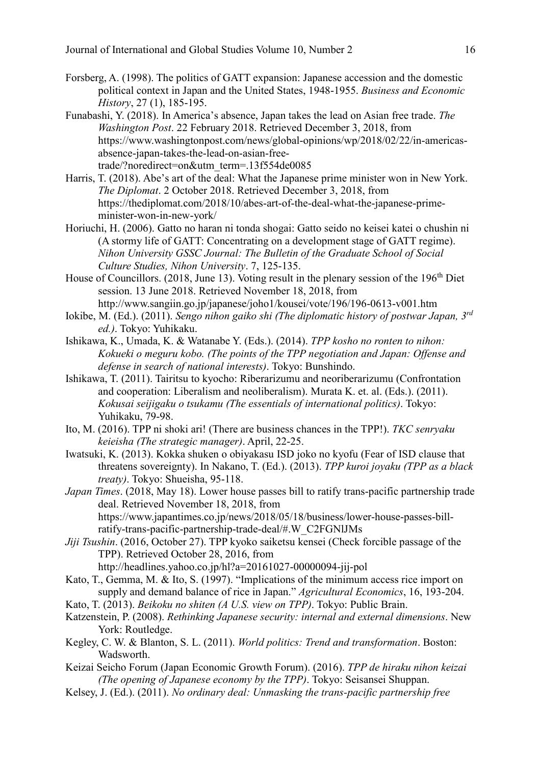Forsberg, A. (1998). The politics of GATT expansion: Japanese accession and the domestic political context in Japan and the United States, 1948-1955. *Business and Economic History*, 27 (1), 185-195.

Funabashi, Y. (2018). In America's absence, Japan takes the lead on Asian free trade. *The Washington Post*. 22 February 2018. Retrieved December 3, 2018, from https://www.washingtonpost.com/news/global-opinions/wp/2018/02/22/in-americas-absence-japan-takes-the-lead-on-asian-free-trade/?noredirect=on&utm_term=.13f554de0085

Harris, T. (2018). Abe's art of the deal: What the Japanese prime minister won in New York. *The Diplomat*. 2 October 2018. Retrieved December 3, 2018, from https://thediplomat.com/2018/10/abes-art-of-the-deal-what-the-japanese-prime-minister-won-in-new-york/

Horiuchi, H. (2006). Gatto no haran ni tonda shogai: Gatto seido no keisei katei o chushin ni (A stormy life of GATT: Concentrating on a development stage of GATT regime). *Nihon University GSSC Journal: The Bulletin of the Graduate School of Social Culture Studies, Nihon University*. 7, 125-135.

House of Councillors. (2018, June 13). Voting result in the plenary session of the 196th Diet session. 13 June 2018. Retrieved November 18, 2018, from http://www.sangiin.go.jp/japanese/joho1/kousei/vote/196/196-0613-v001.htm

Iokibe, M. (Ed.). (2011). *Sengo nihon gaiko shi (The diplomatic history of postwar Japan, 3rd ed.)*. Tokyo: Yuhikaku.

Ishikawa, K., Umada, K. & Watanabe Y. (Eds.). (2014). *TPP kosho no ronten to nihon: Kokueki o meguru kobo. (The points of the TPP negotiation and Japan: Offense and defense in search of national interests)*. Tokyo: Bunshindo.

Ishikawa, T. (2011). Tairitsu to kyocho: Riberarizumu and neoriberarizumu (Confrontation and cooperation: Liberalism and neoliberalism). Murata K. et. al. (Eds.). (2011). *Kokusai seijigaku o tsukamu (The essentials of international politics)*. Tokyo: Yuhikaku, 79-98.

Ito, M. (2016). TPP ni shoki ari! (There are business chances in the TPP!). *TKC senryaku keieisha (The strategic manager)*. April, 22-25.

Iwatsuki, K. (2013). Kokka shuken o obiyakasu ISD joko no kyofu (Fear of ISD clause that threatens sovereignty). In Nakano, T. (Ed.). (2013). *TPP kuroi joyaku (TPP as a black treaty)*. Tokyo: Shueisha, 95-118.

*Japan Times*. (2018, May 18). Lower house passes bill to ratify trans-pacific partnership trade deal. Retrieved November 18, 2018, from https://www.japantimes.co.jp/news/2018/05/18/business/lower-house-passes-bill-ratify-trans-pacific-partnership-trade-deal/#.W_C2FGNlJMs

*Jiji Tsushin*. (2016, October 27). TPP kyoko saiketsu kensei (Check forcible passage of the TPP). Retrieved October 28, 2016, from http://headlines.yahoo.co.jp/hl?a=20161027-00000094-jij-pol

Kato, T., Gemma, M. & Ito, S. (1997). "Implications of the minimum access rice import on supply and demand balance of rice in Japan." *Agricultural Economics*, 16, 193-204.

Kato, T. (2013). *Beikoku no shiten (A U.S. view on TPP)*. Tokyo: Public Brain.

Katzenstein, P. (2008). *Rethinking Japanese security: internal and external dimensions*. New York: Routledge.

Kegley, C. W. & Blanton, S. L. (2011). *World politics: Trend and transformation*. Boston: Wadsworth.

Keizai Seicho Forum (Japan Economic Growth Forum). (2016). *TPP de hiraku nihon keizai (The opening of Japanese economy by the TPP)*. Tokyo: Seisansei Shuppan.

Kelsey, J. (Ed.). (2011). *No ordinary deal: Unmasking the trans-pacific partnership free*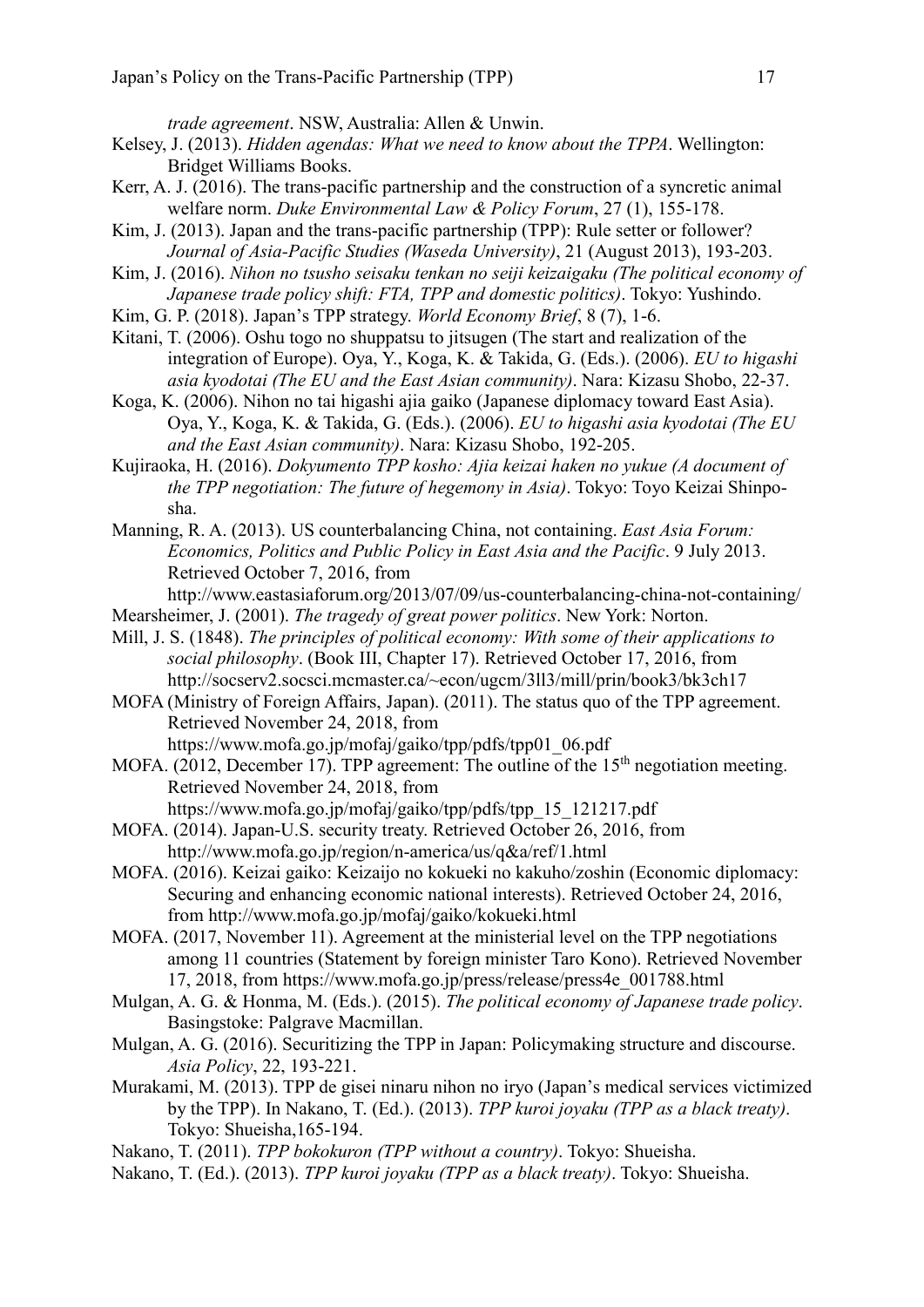*trade agreement*. NSW, Australia: Allen & Unwin.

Kelsey, J. (2013). *Hidden agendas: What we need to know about the TPPA*. Wellington: Bridget Williams Books.

Kerr, A. J. (2016). The trans-pacific partnership and the construction of a syncretic animal welfare norm. *Duke Environmental Law & Policy Forum*, 27 (1), 155-178.

Kim, J. (2013). Japan and the trans-pacific partnership (TPP): Rule setter or follower? *Journal of Asia-Pacific Studies (Waseda University)*, 21 (August 2013), 193-203.

Kim, J. (2016). *Nihon no tsusho seisaku tenkan no seiji keizaigaku (The political economy of Japanese trade policy shift: FTA, TPP and domestic politics)*. Tokyo: Yushindo.

Kim, G. P. (2018). Japan's TPP strategy. *World Economy Brief*, 8 (7), 1-6.

Kitani, T. (2006). Oshu togo no shuppatsu to jitsugen (The start and realization of the integration of Europe). Oya, Y., Koga, K. & Takida, G. (Eds.). (2006). *EU to higashi asia kyodotai (The EU and the East Asian community)*. Nara: Kizasu Shobo, 22-37.

Koga, K. (2006). Nihon no tai higashi ajia gaiko (Japanese diplomacy toward East Asia). Oya, Y., Koga, K. & Takida, G. (Eds.). (2006). *EU to higashi asia kyodotai (The EU and the East Asian community)*. Nara: Kizasu Shobo, 192-205.

Kujiraoka, H. (2016). *Dokyumento TPP kosho: Ajia keizai haken no yukue (A document of the TPP negotiation: The future of hegemony in Asia)*. Tokyo: Toyo Keizai Shinpo-sha.

Manning, R. A. (2013). US counterbalancing China, not containing. *East Asia Forum: Economics, Politics and Public Policy in East Asia and the Pacific*. 9 July 2013. Retrieved October 7, 2016, from http://www.eastasiaforum.org/2013/07/09/us-counterbalancing-china-not-containing/

Mearsheimer, J. (2001). *The tragedy of great power politics*. New York: Norton.

Mill, J. S. (1848). *The principles of political economy: With some of their applications to social philosophy*. (Book III, Chapter 17). Retrieved October 17, 2016, from http://socserv2.socsci.mcmaster.ca/~econ/ugcm/3ll3/mill/prin/book3/bk3ch17

MOFA (Ministry of Foreign Affairs, Japan). (2011). The status quo of the TPP agreement. Retrieved November 24, 2018, from https://www.mofa.go.jp/mofaj/gaiko/tpp/pdfs/tpp01_06.pdf

MOFA. (2012, December 17). TPP agreement: The outline of the 15th negotiation meeting. Retrieved November 24, 2018, from https://www.mofa.go.jp/mofaj/gaiko/tpp/pdfs/tpp_15_121217.pdf

MOFA. (2014). Japan-U.S. security treaty. Retrieved October 26, 2016, from http://www.mofa.go.jp/region/n-america/us/q&a/ref/1.html

MOFA. (2016). Keizai gaiko: Keizaijo no kokueki no kakuho/zoshin (Economic diplomacy: Securing and enhancing economic national interests). Retrieved October 24, 2016, from http://www.mofa.go.jp/mofaj/gaiko/kokueki.html

MOFA. (2017, November 11). Agreement at the ministerial level on the TPP negotiations among 11 countries (Statement by foreign minister Taro Kono). Retrieved November 17, 2018, from https://www.mofa.go.jp/press/release/press4e_001788.html

Mulgan, A. G. & Honma, M. (Eds.). (2015). *The political economy of Japanese trade policy*. Basingstoke: Palgrave Macmillan.

Mulgan, A. G. (2016). Securitizing the TPP in Japan: Policymaking structure and discourse. *Asia Policy*, 22, 193-221.

Murakami, M. (2013). TPP de gisei ninaru nihon no iryo (Japan's medical services victimized by the TPP). In Nakano, T. (Ed.). (2013). *TPP kuroi joyaku (TPP as a black treaty)*. Tokyo: Shueisha,165-194.

Nakano, T. (2011). *TPP bokokuron (TPP without a country)*. Tokyo: Shueisha.

Nakano, T. (Ed.). (2013). *TPP kuroi joyaku (TPP as a black treaty)*. Tokyo: Shueisha.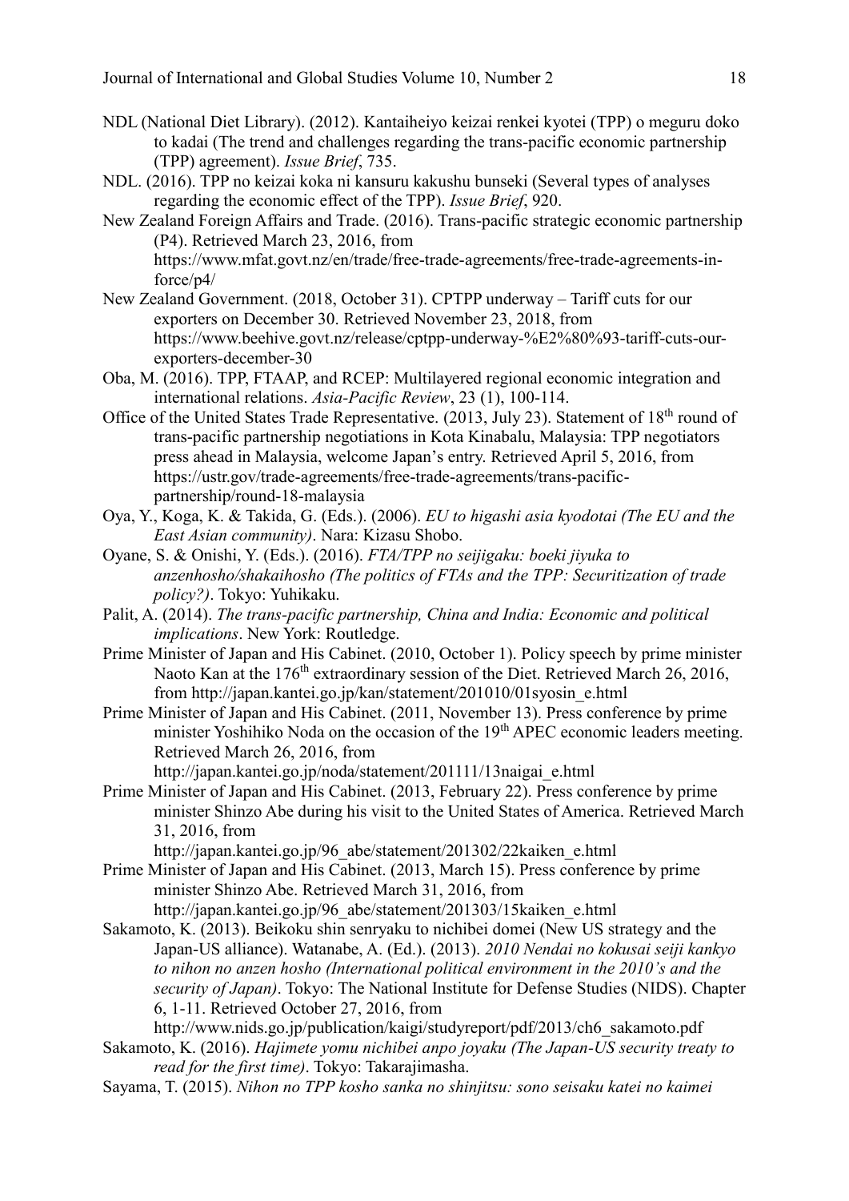NDL (National Diet Library). (2012). Kantaiheiyo keizai renkei kyotei (TPP) o meguru doko to kadai (The trend and challenges regarding the trans-pacific economic partnership (TPP) agreement). *Issue Brief*, 735.

NDL. (2016). TPP no keizai koka ni kansuru kakushu bunseki (Several types of analyses regarding the economic effect of the TPP). *Issue Brief*, 920.

New Zealand Foreign Affairs and Trade. (2016). Trans-pacific strategic economic partnership (P4). Retrieved March 23, 2016, from https://www.mfat.govt.nz/en/trade/free-trade-agreements/free-trade-agreements-in-force/p4/

New Zealand Government. (2018, October 31). CPTPP underway – Tariff cuts for our exporters on December 30. Retrieved November 23, 2018, from https://www.beehive.govt.nz/release/cptpp-underway-%E2%80%93-tariff-cuts-our-exporters-december-30

Oba, M. (2016). TPP, FTAAP, and RCEP: Multilayered regional economic integration and international relations. *Asia-Pacific Review*, 23 (1), 100-114.

Office of the United States Trade Representative. (2013, July 23). Statement of 18th round of trans-pacific partnership negotiations in Kota Kinabalu, Malaysia: TPP negotiators press ahead in Malaysia, welcome Japan's entry. Retrieved April 5, 2016, from https://ustr.gov/trade-agreements/free-trade-agreements/trans-pacific-partnership/round-18-malaysia

Oya, Y., Koga, K. & Takida, G. (Eds.). (2006). *EU to higashi asia kyodotai (The EU and the East Asian community)*. Nara: Kizasu Shobo.

Oyane, S. & Onishi, Y. (Eds.). (2016). *FTA/TPP no seijigaku: boeki jiyuka to anzenhosho/shakaihosho (The politics of FTAs and the TPP: Securitization of trade policy?)*. Tokyo: Yuhikaku.

Palit, A. (2014). *The trans-pacific partnership, China and India: Economic and political implications*. New York: Routledge.

Prime Minister of Japan and His Cabinet. (2010, October 1). Policy speech by prime minister Naoto Kan at the 176th extraordinary session of the Diet. Retrieved March 26, 2016, from http://japan.kantei.go.jp/kan/statement/201010/01syosin_e.html

Prime Minister of Japan and His Cabinet. (2011, November 13). Press conference by prime minister Yoshihiko Noda on the occasion of the 19th APEC economic leaders meeting. Retrieved March 26, 2016, from http://japan.kantei.go.jp/noda/statement/201111/13naigai_e.html

Prime Minister of Japan and His Cabinet. (2013, February 22). Press conference by prime minister Shinzo Abe during his visit to the United States of America. Retrieved March 31, 2016, from http://japan.kantei.go.jp/96_abe/statement/201302/22kaiken_e.html

Prime Minister of Japan and His Cabinet. (2013, March 15). Press conference by prime minister Shinzo Abe. Retrieved March 31, 2016, from http://japan.kantei.go.jp/96_abe/statement/201303/15kaiken_e.html

Sakamoto, K. (2013). Beikoku shin senryaku to nichibei domei (New US strategy and the Japan-US alliance). Watanabe, A. (Ed.). (2013). *2010 Nendai no kokusai seiji kankyo to nihon no anzen hosho (International political environment in the 2010's and the security of Japan)*. Tokyo: The National Institute for Defense Studies (NIDS). Chapter 6, 1-11. Retrieved October 27, 2016, from http://www.nids.go.jp/publication/kaigi/studyreport/pdf/2013/ch6_sakamoto.pdf

Sakamoto, K. (2016). *Hajimete yomu nichibei anpo joyaku (The Japan-US security treaty to read for the first time)*. Tokyo: Takarajimasha.

Sayama, T. (2015). *Nihon no TPP kosho sanka no shinjitsu: sono seisaku katei no kaimei*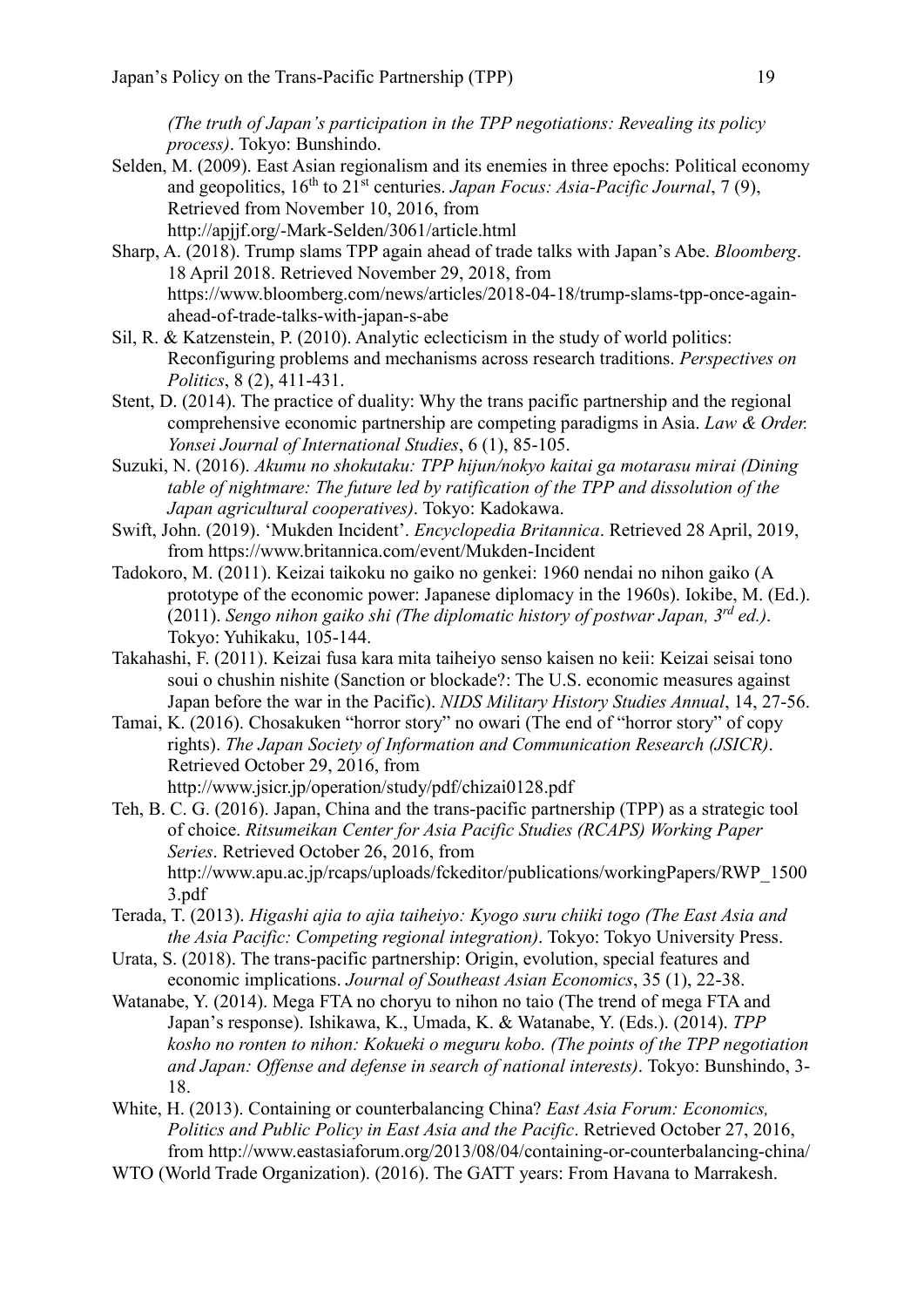*(The truth of Japan's participation in the TPP negotiations: Revealing its policy process)*. Tokyo: Bunshindo.

Selden, M. (2009). East Asian regionalism and its enemies in three epochs: Political economy and geopolitics, 16th to 21st centuries. *Japan Focus: Asia-Pacific Journal*, 7 (9), Retrieved from November 10, 2016, from http://apjjf.org/-Mark-Selden/3061/article.html

Sharp, A. (2018). Trump slams TPP again ahead of trade talks with Japan's Abe. *Bloomberg*. 18 April 2018. Retrieved November 29, 2018, from https://www.bloomberg.com/news/articles/2018-04-18/trump-slams-tpp-once-again-ahead-of-trade-talks-with-japan-s-abe

Sil, R. & Katzenstein, P. (2010). Analytic eclecticism in the study of world politics: Reconfiguring problems and mechanisms across research traditions. *Perspectives on Politics*, 8 (2), 411-431.

Stent, D. (2014). The practice of duality: Why the trans pacific partnership and the regional comprehensive economic partnership are competing paradigms in Asia. *Law & Order. Yonsei Journal of International Studies*, 6 (1), 85-105.

Suzuki, N. (2016). *Akumu no shokutaku: TPP hijun/nokyo kaitai ga motarasu mirai (Dining table of nightmare: The future led by ratification of the TPP and dissolution of the Japan agricultural cooperatives)*. Tokyo: Kadokawa.

Swift, John. (2019). 'Mukden Incident'. *Encyclopedia Britannica*. Retrieved 28 April, 2019, from https://www.britannica.com/event/Mukden-Incident

Tadokoro, M. (2011). Keizai taikoku no gaiko no genkei: 1960 nendai no nihon gaiko (A prototype of the economic power: Japanese diplomacy in the 1960s). Iokibe, M. (Ed.). (2011). *Sengo nihon gaiko shi (The diplomatic history of postwar Japan, 3rd ed.)*. Tokyo: Yuhikaku, 105-144.

Takahashi, F. (2011). Keizai fusa kara mita taiheiyo senso kaisen no keii: Keizai seisai tono soui o chushin nishite (Sanction or blockade?: The U.S. economic measures against Japan before the war in the Pacific). *NIDS Military History Studies Annual*, 14, 27-56.

Tamai, K. (2016). Chosakuken "horror story" no owari (The end of "horror story" of copy rights). *The Japan Society of Information and Communication Research (JSICR)*. Retrieved October 29, 2016, from http://www.jsicr.jp/operation/study/pdf/chizai0128.pdf

Teh, B. C. G. (2016). Japan, China and the trans-pacific partnership (TPP) as a strategic tool of choice. *Ritsumeikan Center for Asia Pacific Studies (RCAPS) Working Paper Series*. Retrieved October 26, 2016, from http://www.apu.ac.jp/rcaps/uploads/fckeditor/publications/workingPapers/RWP_15003.pdf

Terada, T. (2013). *Higashi ajia to ajia taiheiyo: Kyogo suru chiiki togo (The East Asia and the Asia Pacific: Competing regional integration)*. Tokyo: Tokyo University Press.

Urata, S. (2018). The trans-pacific partnership: Origin, evolution, special features and economic implications. *Journal of Southeast Asian Economics*, 35 (1), 22-38.

Watanabe, Y. (2014). Mega FTA no choryu to nihon no taio (The trend of mega FTA and Japan's response). Ishikawa, K., Umada, K. & Watanabe, Y. (Eds.). (2014). *TPP kosho no ronten to nihon: Kokueki o meguru kobo. (The points of the TPP negotiation and Japan: Offense and defense in search of national interests)*. Tokyo: Bunshindo, 3-18.

White, H. (2013). Containing or counterbalancing China? *East Asia Forum: Economics, Politics and Public Policy in East Asia and the Pacific*. Retrieved October 27, 2016, from http://www.eastasiaforum.org/2013/08/04/containing-or-counterbalancing-china/

WTO (World Trade Organization). (2016). The GATT years: From Havana to Marrakesh.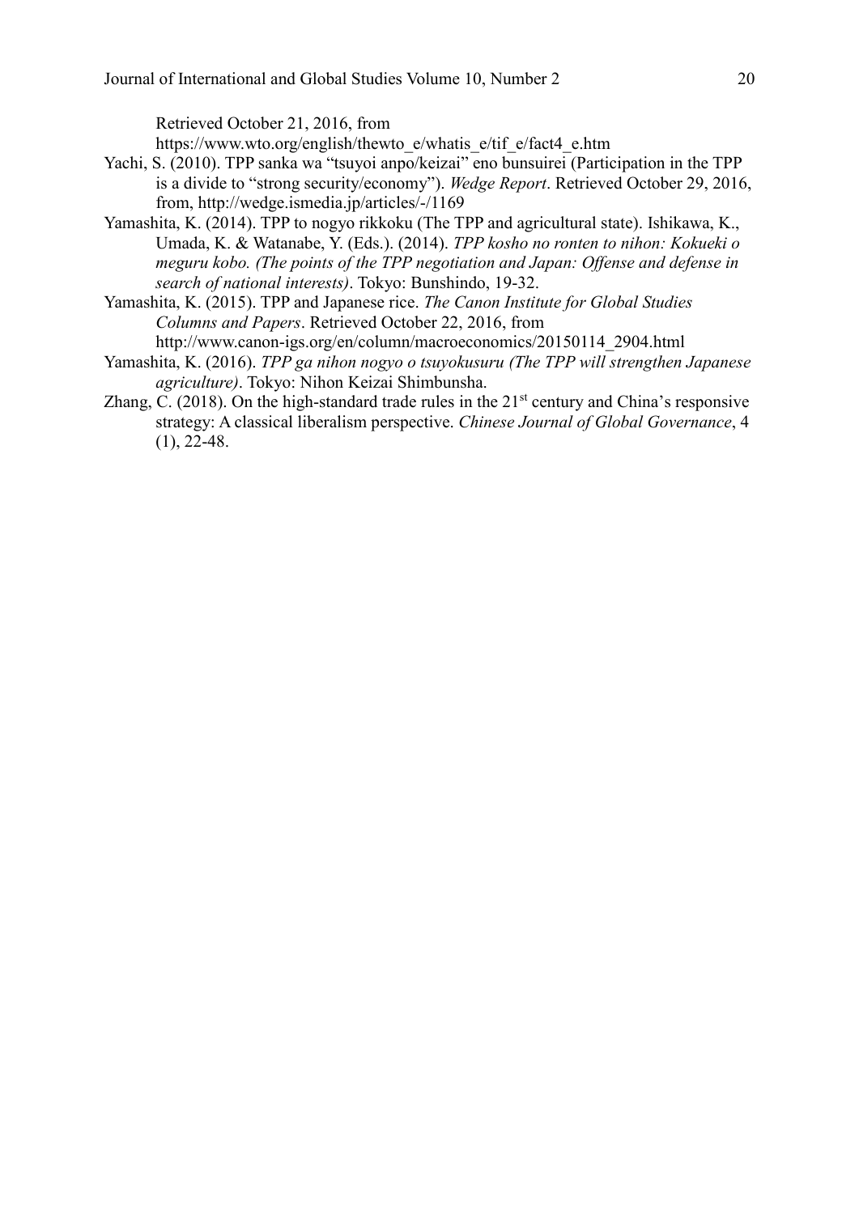Retrieved October 21, 2016, from https://www.wto.org/english/thewto_e/whatis_e/tif_e/fact4_e.htm

Yachi, S. (2010). TPP sanka wa "tsuyoi anpo/keizai" eno bunsuirei (Participation in the TPP is a divide to "strong security/economy"). *Wedge Report*. Retrieved October 29, 2016, from, http://wedge.ismedia.jp/articles/-/1169

Yamashita, K. (2014). TPP to nogyo rikkoku (The TPP and agricultural state). Ishikawa, K., Umada, K. & Watanabe, Y. (Eds.). (2014). *TPP kosho no ronten to nihon: Kokueki o meguru kobo. (The points of the TPP negotiation and Japan: Offense and defense in search of national interests)*. Tokyo: Bunshindo, 19-32.

Yamashita, K. (2015). TPP and Japanese rice. *The Canon Institute for Global Studies Columns and Papers*. Retrieved October 22, 2016, from http://www.canon-igs.org/en/column/macroeconomics/20150114_2904.html

Yamashita, K. (2016). *TPP ga nihon nogyo o tsuyokusuru (The TPP will strengthen Japanese agriculture)*. Tokyo: Nihon Keizai Shimbunsha.

Zhang, C. (2018). On the high-standard trade rules in the 21st century and China's responsive strategy: A classical liberalism perspective. *Chinese Journal of Global Governance*, 4 (1), 22-48.